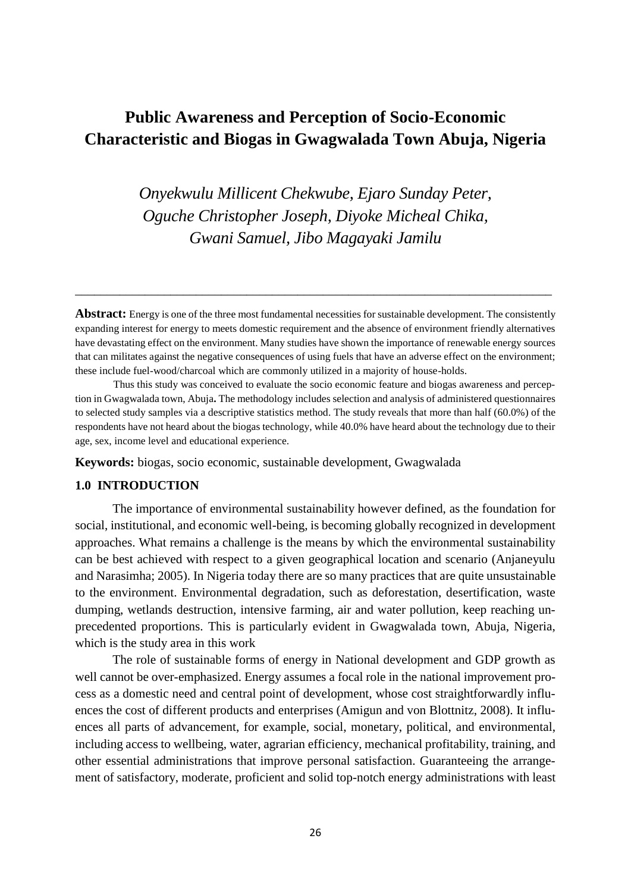# Public Awareness and Perception of Socio-Economic Characteristic and Biogas in Gwagwalada Town Abuja, Nigeria

*Onyekwulu Millicent Chekwube, Ejaro Sunday Peter, Oguche Christopher Joseph, Diyoke Micheal Chika, Gwani Samuel, Jibo Magayaki Jamilu*

---

**Abstract:** Energy is one of the three most fundamental necessities for sustainable development. The consistently expanding interest for energy to meets domestic requirement and the absence of environment friendly alternatives have devastating effect on the environment. Many studies have shown the importance of renewable energy sources that can militates against the negative consequences of using fuels that have an adverse effect on the environment; these include fuel-wood/charcoal which are commonly utilized in a majority of house-holds.

Thus this study was conceived to evaluate the socio economic feature and biogas awareness and perception in Gwagwalada town, Abuja**.** The methodology includes selection and analysis of administered questionnaires to selected study samples via a descriptive statistics method. The study reveals that more than half (60.0%) of the respondents have not heard about the biogas technology, while 40.0% have heard about the technology due to their age, sex, income level and educational experience.

**Keywords:** biogas, socio economic, sustainable development, Gwagwalada

## 1.0 INTRODUCTION

The importance of environmental sustainability however defined, as the foundation for social, institutional, and economic well-being, is becoming globally recognized in development approaches. What remains a challenge is the means by which the environmental sustainability can be best achieved with respect to a given geographical location and scenario (Anjaneyulu and Narasimha; 2005). In Nigeria today there are so many practices that are quite unsustainable to the environment. Environmental degradation, such as deforestation, desertification, waste dumping, wetlands destruction, intensive farming, air and water pollution, keep reaching unprecedented proportions. This is particularly evident in Gwagwalada town, Abuja, Nigeria, which is the study area in this work

The role of sustainable forms of energy in National development and GDP growth as well cannot be over-emphasized. Energy assumes a focal role in the national improvement process as a domestic need and central point of development, whose cost straightforwardly influences the cost of different products and enterprises (Amigun and von Blottnitz, 2008). It influences all parts of advancement, for example, social, monetary, political, and environmental, including access to wellbeing, water, agrarian efficiency, mechanical profitability, training, and other essential administrations that improve personal satisfaction. Guaranteeing the arrangement of satisfactory, moderate, proficient and solid top-notch energy administrations with least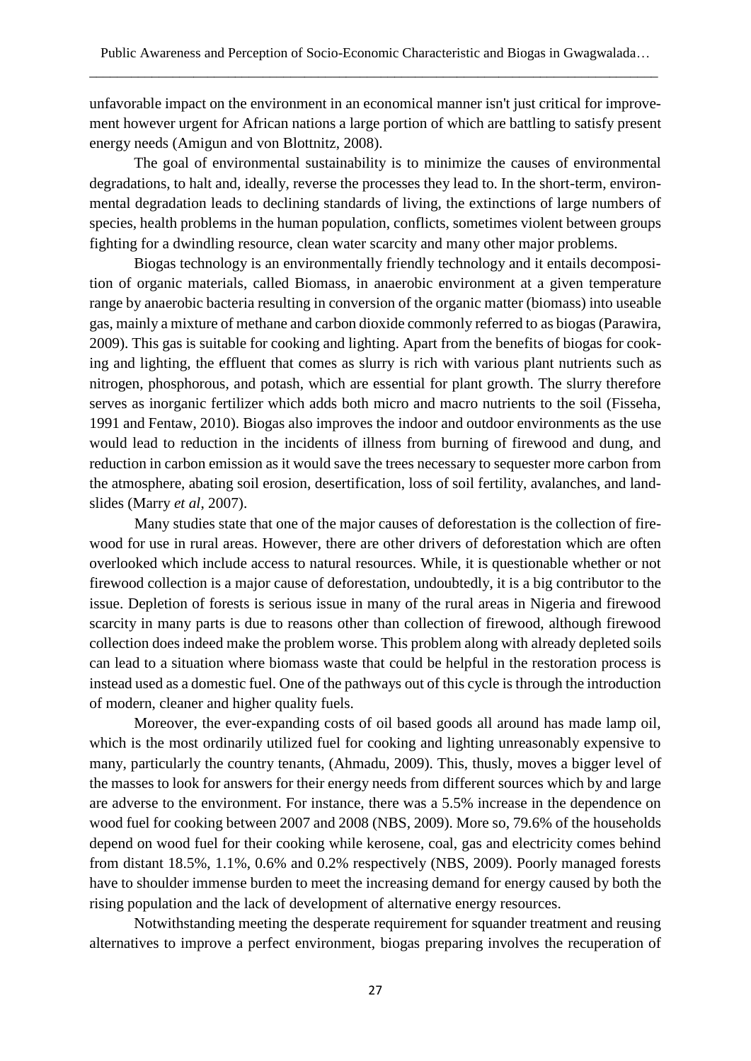unfavorable impact on the environment in an economical manner isn't just critical for improvement however urgent for African nations a large portion of which are battling to satisfy present energy needs (Amigun and von Blottnitz, 2008).

The goal of environmental sustainability is to minimize the causes of environmental degradations, to halt and, ideally, reverse the processes they lead to. In the short-term, environmental degradation leads to declining standards of living, the extinctions of large numbers of species, health problems in the human population, conflicts, sometimes violent between groups fighting for a dwindling resource, clean water scarcity and many other major problems.

Biogas technology is an environmentally friendly technology and it entails decomposition of organic materials, called Biomass, in anaerobic environment at a given temperature range by anaerobic bacteria resulting in conversion of the organic matter (biomass) into useable gas, mainly a mixture of methane and carbon dioxide commonly referred to as biogas (Parawira, 2009). This gas is suitable for cooking and lighting. Apart from the benefits of biogas for cooking and lighting, the effluent that comes as slurry is rich with various plant nutrients such as nitrogen, phosphorous, and potash, which are essential for plant growth. The slurry therefore serves as inorganic fertilizer which adds both micro and macro nutrients to the soil (Fisseha, 1991 and Fentaw, 2010). Biogas also improves the indoor and outdoor environments as the use would lead to reduction in the incidents of illness from burning of firewood and dung, and reduction in carbon emission as it would save the trees necessary to sequester more carbon from the atmosphere, abating soil erosion, desertification, loss of soil fertility, avalanches, and landslides (Marry *et al*, 2007).

Many studies state that one of the major causes of deforestation is the collection of firewood for use in rural areas. However, there are other drivers of deforestation which are often overlooked which include access to natural resources. While, it is questionable whether or not firewood collection is a major cause of deforestation, undoubtedly, it is a big contributor to the issue. Depletion of forests is serious issue in many of the rural areas in Nigeria and firewood scarcity in many parts is due to reasons other than collection of firewood, although firewood collection does indeed make the problem worse. This problem along with already depleted soils can lead to a situation where biomass waste that could be helpful in the restoration process is instead used as a domestic fuel. One of the pathways out of this cycle is through the introduction of modern, cleaner and higher quality fuels.

Moreover, the ever-expanding costs of oil based goods all around has made lamp oil, which is the most ordinarily utilized fuel for cooking and lighting unreasonably expensive to many, particularly the country tenants, (Ahmadu, 2009). This, thusly, moves a bigger level of the masses to look for answers for their energy needs from different sources which by and large are adverse to the environment. For instance, there was a 5.5% increase in the dependence on wood fuel for cooking between 2007 and 2008 (NBS, 2009). More so, 79.6% of the households depend on wood fuel for their cooking while kerosene, coal, gas and electricity comes behind from distant 18.5%, 1.1%, 0.6% and 0.2% respectively (NBS, 2009). Poorly managed forests have to shoulder immense burden to meet the increasing demand for energy caused by both the rising population and the lack of development of alternative energy resources.

Notwithstanding meeting the desperate requirement for squander treatment and reusing alternatives to improve a perfect environment, biogas preparing involves the recuperation of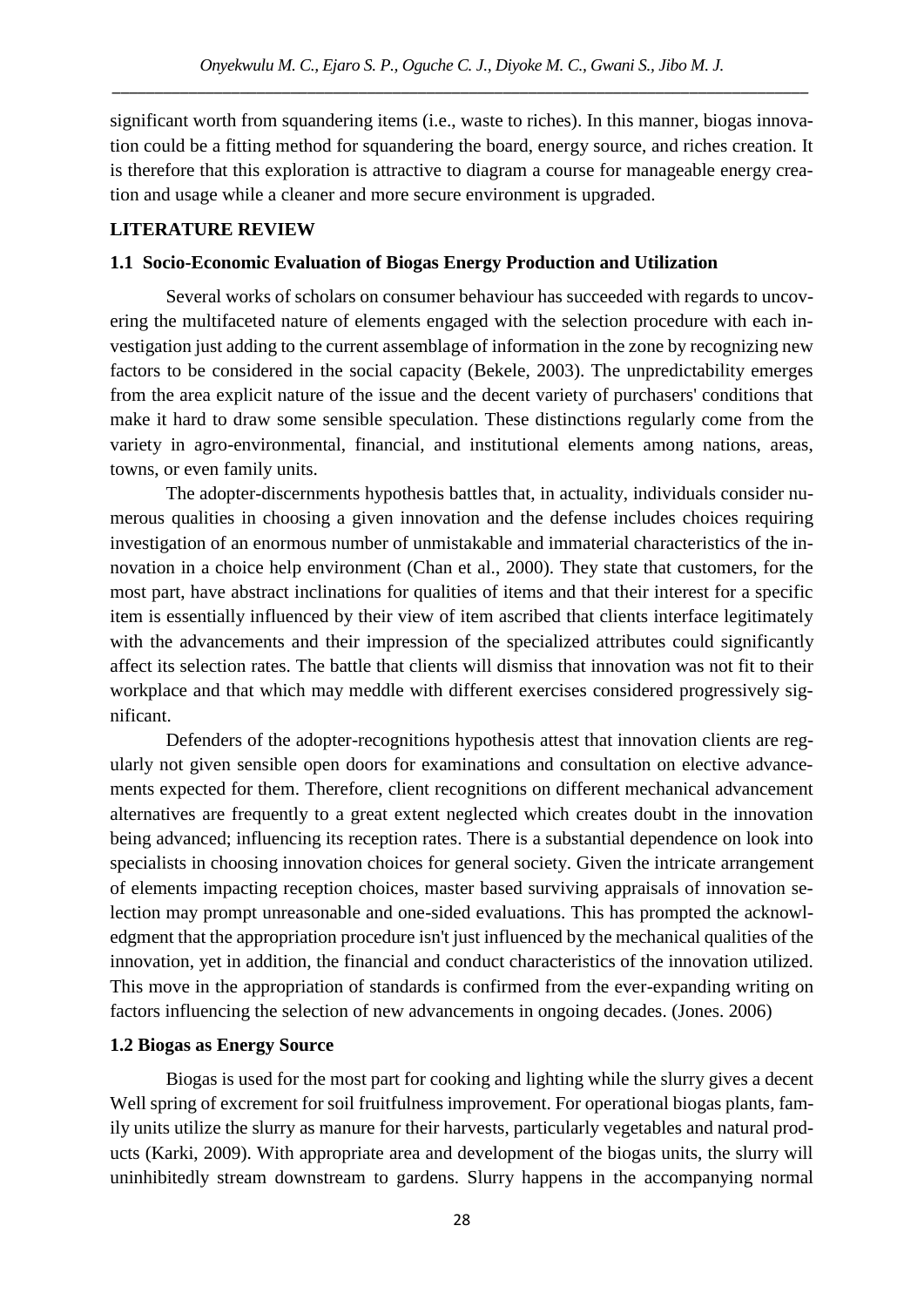significant worth from squandering items (i.e., waste to riches). In this manner, biogas innovation could be a fitting method for squandering the board, energy source, and riches creation. It is therefore that this exploration is attractive to diagram a course for manageable energy creation and usage while a cleaner and more secure environment is upgraded.

## LITERATURE REVIEW

### 1.1 Socio-Economic Evaluation of Biogas Energy Production and Utilization

Several works of scholars on consumer behaviour has succeeded with regards to uncovering the multifaceted nature of elements engaged with the selection procedure with each investigation just adding to the current assemblage of information in the zone by recognizing new factors to be considered in the social capacity (Bekele, 2003). The unpredictability emerges from the area explicit nature of the issue and the decent variety of purchasers' conditions that make it hard to draw some sensible speculation. These distinctions regularly come from the variety in agro-environmental, financial, and institutional elements among nations, areas, towns, or even family units.

The adopter-discernments hypothesis battles that, in actuality, individuals consider numerous qualities in choosing a given innovation and the defense includes choices requiring investigation of an enormous number of unmistakable and immaterial characteristics of the innovation in a choice help environment (Chan et al., 2000). They state that customers, for the most part, have abstract inclinations for qualities of items and that their interest for a specific item is essentially influenced by their view of item ascribed that clients interface legitimately with the advancements and their impression of the specialized attributes could significantly affect its selection rates. The battle that clients will dismiss that innovation was not fit to their workplace and that which may meddle with different exercises considered progressively significant.

Defenders of the adopter-recognitions hypothesis attest that innovation clients are regularly not given sensible open doors for examinations and consultation on elective advancements expected for them. Therefore, client recognitions on different mechanical advancement alternatives are frequently to a great extent neglected which creates doubt in the innovation being advanced; influencing its reception rates. There is a substantial dependence on look into specialists in choosing innovation choices for general society. Given the intricate arrangement of elements impacting reception choices, master based surviving appraisals of innovation selection may prompt unreasonable and one-sided evaluations. This has prompted the acknowledgment that the appropriation procedure isn't just influenced by the mechanical qualities of the innovation, yet in addition, the financial and conduct characteristics of the innovation utilized. This move in the appropriation of standards is confirmed from the ever-expanding writing on factors influencing the selection of new advancements in ongoing decades. (Jones. 2006)

### 1.2 Biogas as Energy Source

Biogas is used for the most part for cooking and lighting while the slurry gives a decent Well spring of excrement for soil fruitfulness improvement. For operational biogas plants, family units utilize the slurry as manure for their harvests, particularly vegetables and natural products (Karki, 2009). With appropriate area and development of the biogas units, the slurry will uninhibitedly stream downstream to gardens. Slurry happens in the accompanying normal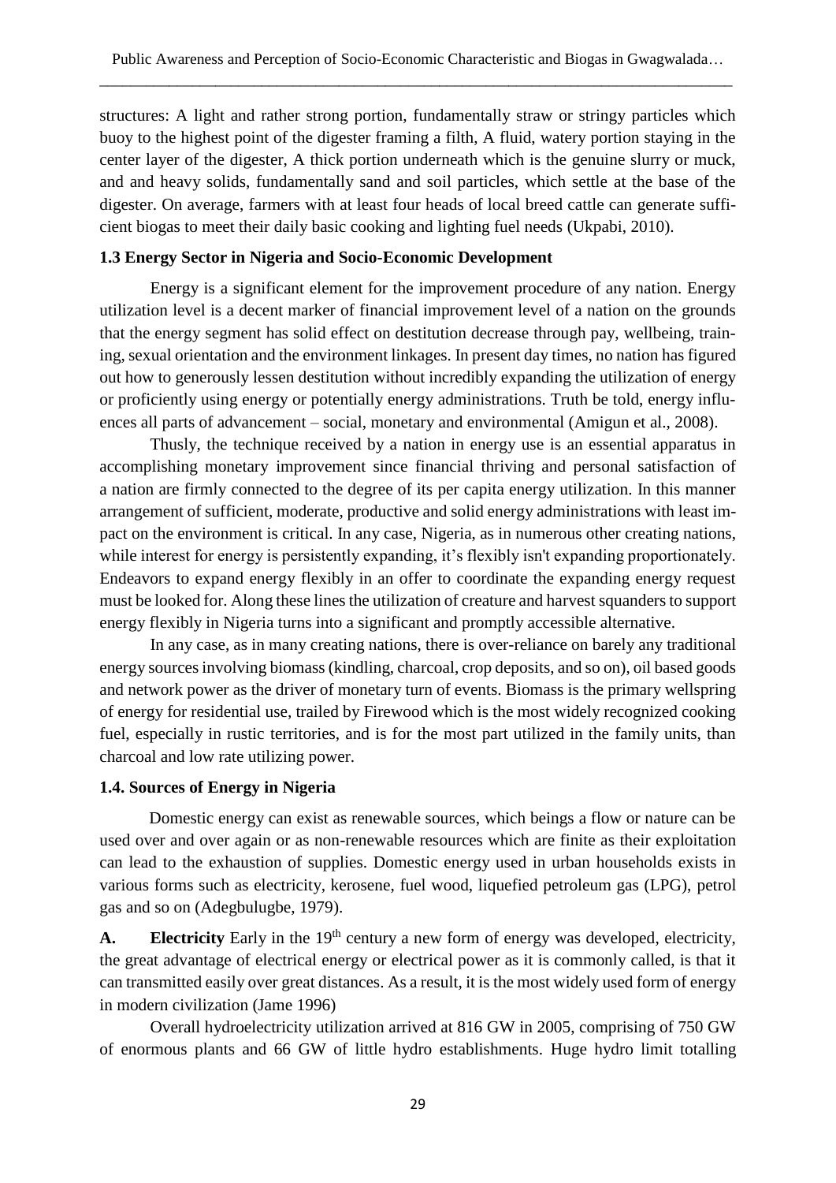structures: A light and rather strong portion, fundamentally straw or stringy particles which buoy to the highest point of the digester framing a filth, A fluid, watery portion staying in the center layer of the digester, A thick portion underneath which is the genuine slurry or muck, and and heavy solids, fundamentally sand and soil particles, which settle at the base of the digester. On average, farmers with at least four heads of local breed cattle can generate sufficient biogas to meet their daily basic cooking and lighting fuel needs (Ukpabi, 2010).

### 1.3 Energy Sector in Nigeria and Socio-Economic Development

Energy is a significant element for the improvement procedure of any nation. Energy utilization level is a decent marker of financial improvement level of a nation on the grounds that the energy segment has solid effect on destitution decrease through pay, wellbeing, training, sexual orientation and the environment linkages. In present day times, no nation has figured out how to generously lessen destitution without incredibly expanding the utilization of energy or proficiently using energy or potentially energy administrations. Truth be told, energy influences all parts of advancement – social, monetary and environmental (Amigun et al., 2008).

Thusly, the technique received by a nation in energy use is an essential apparatus in accomplishing monetary improvement since financial thriving and personal satisfaction of a nation are firmly connected to the degree of its per capita energy utilization. In this manner arrangement of sufficient, moderate, productive and solid energy administrations with least impact on the environment is critical. In any case, Nigeria, as in numerous other creating nations, while interest for energy is persistently expanding, it's flexibly isn't expanding proportionately. Endeavors to expand energy flexibly in an offer to coordinate the expanding energy request must be looked for. Along these lines the utilization of creature and harvest squanders to support energy flexibly in Nigeria turns into a significant and promptly accessible alternative.

In any case, as in many creating nations, there is over-reliance on barely any traditional energy sources involving biomass (kindling, charcoal, crop deposits, and so on), oil based goods and network power as the driver of monetary turn of events. Biomass is the primary wellspring of energy for residential use, trailed by Firewood which is the most widely recognized cooking fuel, especially in rustic territories, and is for the most part utilized in the family units, than charcoal and low rate utilizing power.

### 1.4. Sources of Energy in Nigeria

Domestic energy can exist as renewable sources, which beings a flow or nature can be used over and over again or as non-renewable resources which are finite as their exploitation can lead to the exhaustion of supplies. Domestic energy used in urban households exists in various forms such as electricity, kerosene, fuel wood, liquefied petroleum gas (LPG), petrol gas and so on (Adegbulugbe, 1979).

**A. Electricity** Early in the 19th century a new form of energy was developed, electricity, the great advantage of electrical energy or electrical power as it is commonly called, is that it can transmitted easily over great distances. As a result, it is the most widely used form of energy in modern civilization (Jame 1996)

Overall hydroelectricity utilization arrived at 816 GW in 2005, comprising of 750 GW of enormous plants and 66 GW of little hydro establishments. Huge hydro limit totalling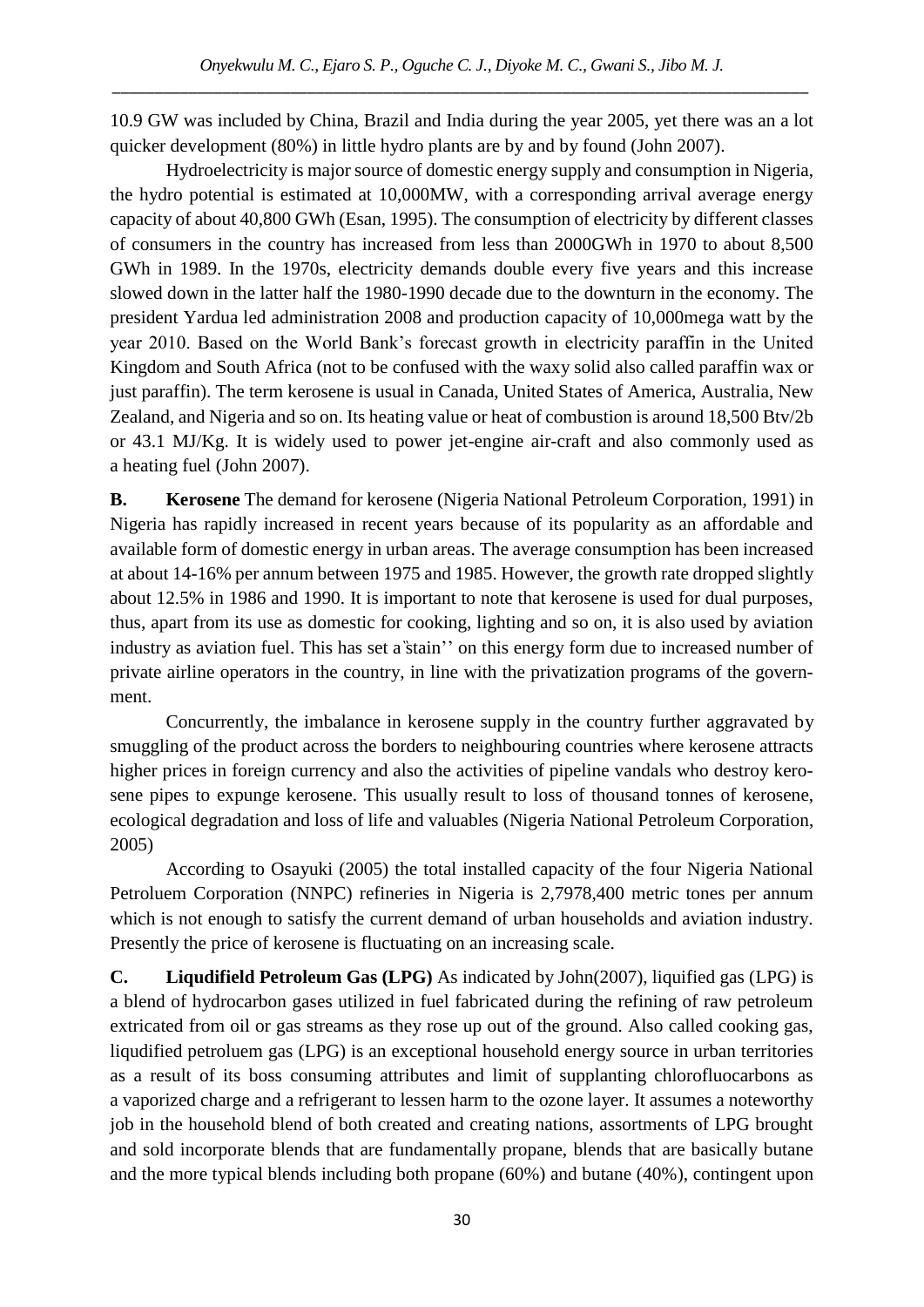10.9 GW was included by China, Brazil and India during the year 2005, yet there was an a lot quicker development (80%) in little hydro plants are by and by found (John 2007).

Hydroelectricity is major source of domestic energy supply and consumption in Nigeria, the hydro potential is estimated at 10,000MW, with a corresponding arrival average energy capacity of about 40,800 GWh (Esan, 1995). The consumption of electricity by different classes of consumers in the country has increased from less than 2000GWh in 1970 to about 8,500 GWh in 1989. In the 1970s, electricity demands double every five years and this increase slowed down in the latter half the 1980-1990 decade due to the downturn in the economy. The president Yardua led administration 2008 and production capacity of 10,000mega watt by the year 2010. Based on the World Bank's forecast growth in electricity paraffin in the United Kingdom and South Africa (not to be confused with the waxy solid also called paraffin wax or just paraffin). The term kerosene is usual in Canada, United States of America, Australia, New Zealand, and Nigeria and so on. Its heating value or heat of combustion is around 18,500 Btv/2b or 43.1 MJ/Kg. It is widely used to power jet-engine air-craft and also commonly used as a heating fuel (John 2007).

**B. Kerosene** The demand for kerosene (Nigeria National Petroleum Corporation, 1991) in Nigeria has rapidly increased in recent years because of its popularity as an affordable and available form of domestic energy in urban areas. The average consumption has been increased at about 14-16% per annum between 1975 and 1985. However, the growth rate dropped slightly about 12.5% in 1986 and 1990. It is important to note that kerosene is used for dual purposes, thus, apart from its use as domestic for cooking, lighting and so on, it is also used by aviation industry as aviation fuel. This has set a"stain'' on this energy form due to increased number of private airline operators in the country, in line with the privatization programs of the government.

Concurrently, the imbalance in kerosene supply in the country further aggravated by smuggling of the product across the borders to neighbouring countries where kerosene attracts higher prices in foreign currency and also the activities of pipeline vandals who destroy kerosene pipes to expunge kerosene. This usually result to loss of thousand tonnes of kerosene, ecological degradation and loss of life and valuables (Nigeria National Petroleum Corporation, 2005)

According to Osayuki (2005) the total installed capacity of the four Nigeria National Petroluem Corporation (NNPC) refineries in Nigeria is 2,7978,400 metric tones per annum which is not enough to satisfy the current demand of urban households and aviation industry. Presently the price of kerosene is fluctuating on an increasing scale.

**C. Liqudifield Petroleum Gas (LPG)** As indicated by John(2007), liquified gas (LPG) is a blend of hydrocarbon gases utilized in fuel fabricated during the refining of raw petroleum extricated from oil or gas streams as they rose up out of the ground. Also called cooking gas, liqudified petroluem gas (LPG) is an exceptional household energy source in urban territories as a result of its boss consuming attributes and limit of supplanting chlorofluocarbons as a vaporized charge and a refrigerant to lessen harm to the ozone layer. It assumes a noteworthy job in the household blend of both created and creating nations, assortments of LPG brought and sold incorporate blends that are fundamentally propane, blends that are basically butane and the more typical blends including both propane (60%) and butane (40%), contingent upon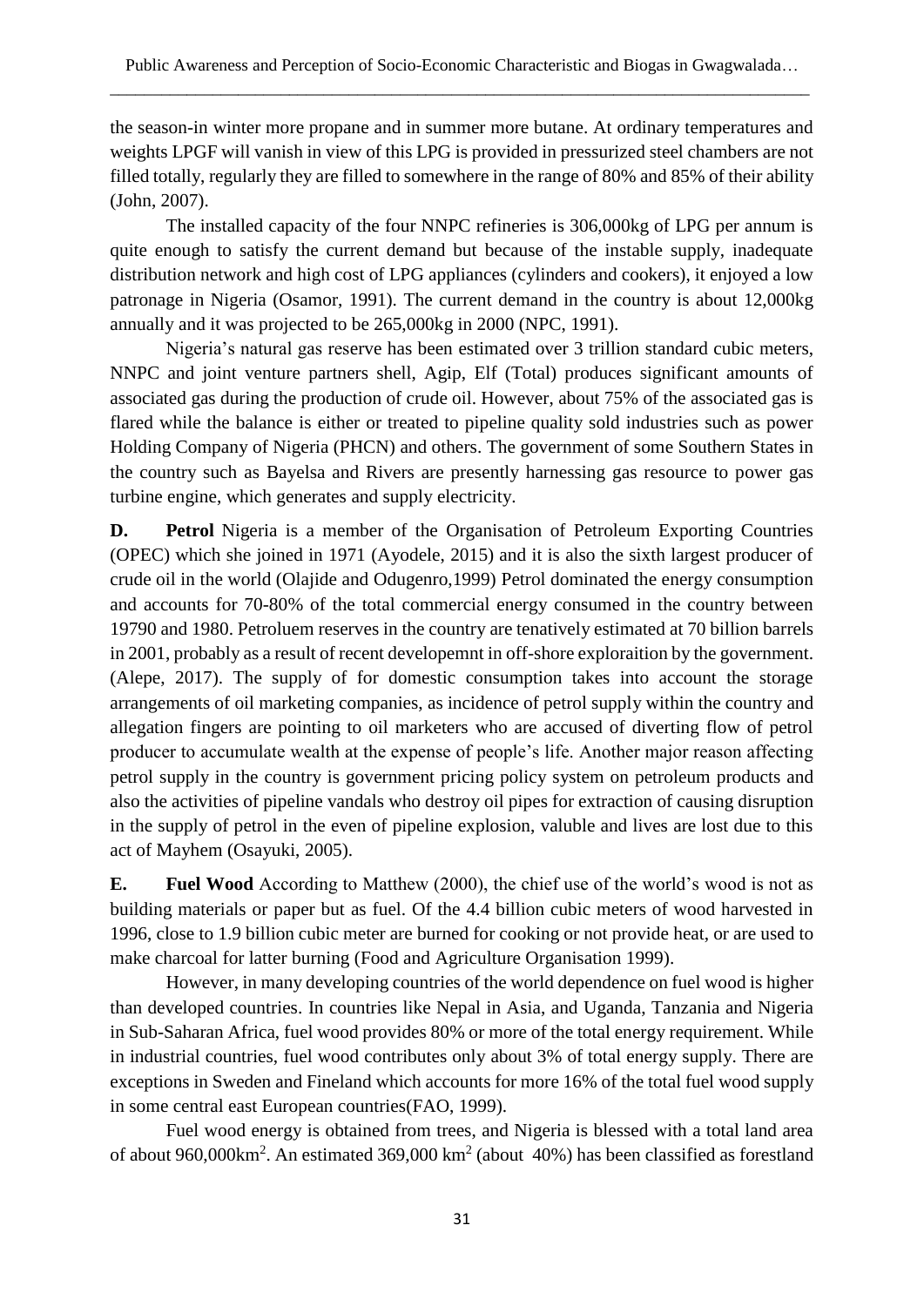the season-in winter more propane and in summer more butane. At ordinary temperatures and weights LPGF will vanish in view of this LPG is provided in pressurized steel chambers are not filled totally, regularly they are filled to somewhere in the range of 80% and 85% of their ability (John, 2007).

The installed capacity of the four NNPC refineries is 306,000kg of LPG per annum is quite enough to satisfy the current demand but because of the instable supply, inadequate distribution network and high cost of LPG appliances (cylinders and cookers), it enjoyed a low patronage in Nigeria (Osamor, 1991). The current demand in the country is about 12,000kg annually and it was projected to be 265,000kg in 2000 (NPC, 1991).

Nigeria's natural gas reserve has been estimated over 3 trillion standard cubic meters, NNPC and joint venture partners shell, Agip, Elf (Total) produces significant amounts of associated gas during the production of crude oil. However, about 75% of the associated gas is flared while the balance is either or treated to pipeline quality sold industries such as power Holding Company of Nigeria (PHCN) and others. The government of some Southern States in the country such as Bayelsa and Rivers are presently harnessing gas resource to power gas turbine engine, which generates and supply electricity.

**D. Petrol** Nigeria is a member of the Organisation of Petroleum Exporting Countries (OPEC) which she joined in 1971 (Ayodele, 2015) and it is also the sixth largest producer of crude oil in the world (Olajide and Odugenro,1999) Petrol dominated the energy consumption and accounts for 70-80% of the total commercial energy consumed in the country between 19790 and 1980. Petroluem reserves in the country are tenatively estimated at 70 billion barrels in 2001, probably as a result of recent developemnt in off-shore exploraition by the government. (Alepe, 2017). The supply of for domestic consumption takes into account the storage arrangements of oil marketing companies, as incidence of petrol supply within the country and allegation fingers are pointing to oil marketers who are accused of diverting flow of petrol producer to accumulate wealth at the expense of people's life. Another major reason affecting petrol supply in the country is government pricing policy system on petroleum products and also the activities of pipeline vandals who destroy oil pipes for extraction of causing disruption in the supply of petrol in the even of pipeline explosion, valuble and lives are lost due to this act of Mayhem (Osayuki, 2005).

**E. Fuel Wood** According to Matthew (2000), the chief use of the world's wood is not as building materials or paper but as fuel. Of the 4.4 billion cubic meters of wood harvested in 1996, close to 1.9 billion cubic meter are burned for cooking or not provide heat, or are used to make charcoal for latter burning (Food and Agriculture Organisation 1999).

However, in many developing countries of the world dependence on fuel wood is higher than developed countries. In countries like Nepal in Asia, and Uganda, Tanzania and Nigeria in Sub-Saharan Africa, fuel wood provides 80% or more of the total energy requirement. While in industrial countries, fuel wood contributes only about 3% of total energy supply. There are exceptions in Sweden and Fineland which accounts for more 16% of the total fuel wood supply in some central east European countries(FAO, 1999).

Fuel wood energy is obtained from trees, and Nigeria is blessed with a total land area of about 960,000km$^2$. An estimated 369,000 km$^2$ (about 40%) has been classified as forestland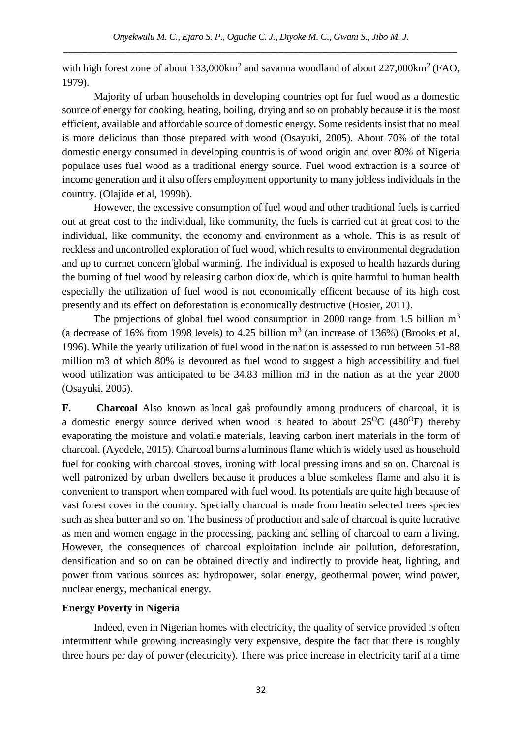with high forest zone of about 133,000km$^2$ and savanna woodland of about 227,000km$^2$ (FAO, 1979).

Majority of urban households in developing countries opt for fuel wood as a domestic source of energy for cooking, heating, boiling, drying and so on probably because it is the most efficient, available and affordable source of domestic energy. Some residents insist that no meal is more delicious than those prepared with wood (Osayuki, 2005). About 70% of the total domestic energy consumed in developing countris is of wood origin and over 80% of Nigeria populace uses fuel wood as a traditional energy source. Fuel wood extraction is a source of income generation and it also offers employment opportunity to many jobless individuals in the country. (Olajide et al, 1999b).

However, the excessive consumption of fuel wood and other traditional fuels is carried out at great cost to the individual, like community, the fuels is carried out at great cost to the individual, like community, the economy and environment as a whole. This is as result of reckless and uncontrolled exploration of fuel wood, which results to environmental degradation and up to currnet concern "global warming". The individual is exposed to health hazards during the burning of fuel wood by releasing carbon dioxide, which is quite harmful to human health especially the utilization of fuel wood is not economically efficent because of its high cost presently and its effect on deforestation is economically destructive (Hosier, 2011).

The projections of global fuel wood consumption in 2000 range from 1.5 billion m$^3$ (a decrease of 16% from 1998 levels) to 4.25 billion m$^3$ (an increase of 136%) (Brooks et al, 1996). While the yearly utilization of fuel wood in the nation is assessed to run between 51-88 million m3 of which 80% is devoured as fuel wood to suggest a high accessibility and fuel wood utilization was anticipated to be 34.83 million m3 in the nation as at the year 2000 (Osayuki, 2005).

**F. Charcoal** Also known as "local gas" profoundly among producers of charcoal, it is a domestic energy source derived when wood is heated to about 25$^{O}$C (480$^{O}$F) thereby evaporating the moisture and volatile materials, leaving carbon inert materials in the form of charcoal. (Ayodele, 2015). Charcoal burns a luminous flame which is widely used as household fuel for cooking with charcoal stoves, ironing with local pressing irons and so on. Charcoal is well patronized by urban dwellers because it produces a blue somkeless flame and also it is convenient to transport when compared with fuel wood. Its potentials are quite high because of vast forest cover in the country. Specially charcoal is made from heatin selected trees species such as shea butter and so on. The business of production and sale of charcoal is quite lucrative as men and women engage in the processing, packing and selling of charcoal to earn a living. However, the consequences of charcoal exploitation include air pollution, deforestation, densification and so on can be obtained directly and indirectly to provide heat, lighting, and power from various sources as: hydropower, solar energy, geothermal power, wind power, nuclear energy, mechanical energy.

**Energy Poverty in Nigeria**

Indeed, even in Nigerian homes with electricity, the quality of service provided is often intermittent while growing increasingly very expensive, despite the fact that there is roughly three hours per day of power (electricity). There was price increase in electricity tarif at a time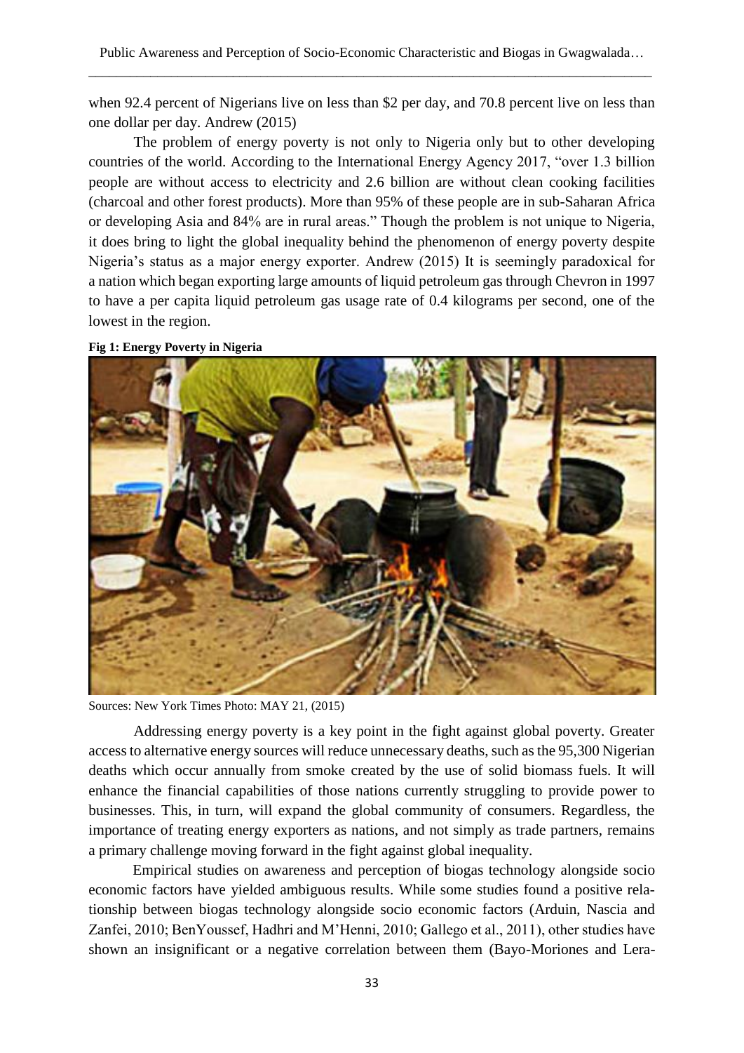when 92.4 percent of Nigerians live on less than \$2 per day, and 70.8 percent live on less than one dollar per day. Andrew (2015)

The problem of energy poverty is not only to Nigeria only but to other developing countries of the world. According to the International Energy Agency 2017, "over 1.3 billion people are without access to electricity and 2.6 billion are without clean cooking facilities (charcoal and other forest products). More than 95% of these people are in sub-Saharan Africa or developing Asia and 84% are in rural areas." Though the problem is not unique to Nigeria, it does bring to light the global inequality behind the phenomenon of energy poverty despite Nigeria's status as a major energy exporter. Andrew (2015) It is seemingly paradoxical for a nation which began exporting large amounts of liquid petroleum gas through Chevron in 1997 to have a per capita liquid petroleum gas usage rate of 0.4 kilograms per second, one of the lowest in the region.

**Fig 1: Energy Poverty in Nigeria**

Sources: New York Times Photo: MAY 21, (2015)

Addressing energy poverty is a key point in the fight against global poverty. Greater access to alternative energy sources will reduce unnecessary deaths, such as the 95,300 Nigerian deaths which occur annually from smoke created by the use of solid biomass fuels. It will enhance the financial capabilities of those nations currently struggling to provide power to businesses. This, in turn, will expand the global community of consumers. Regardless, the importance of treating energy exporters as nations, and not simply as trade partners, remains a primary challenge moving forward in the fight against global inequality.

Empirical studies on awareness and perception of biogas technology alongside socio economic factors have yielded ambiguous results. While some studies found a positive relationship between biogas technology alongside socio economic factors (Arduin, Nascia and Zanfei, 2010; BenYoussef, Hadhri and M'Henni, 2010; Gallego et al., 2011), other studies have shown an insignificant or a negative correlation between them (Bayo-Moriones and Lera-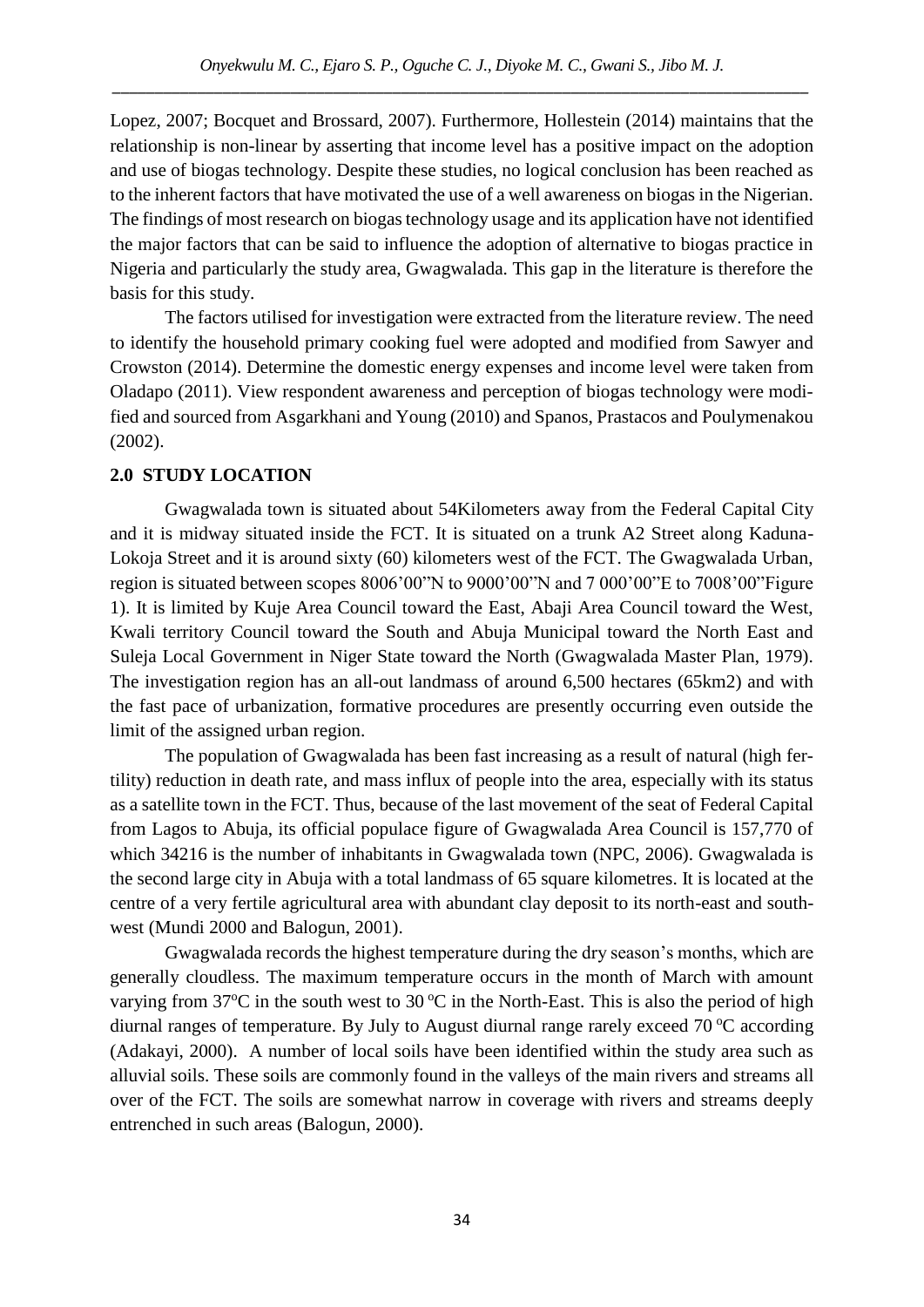Lopez, 2007; Bocquet and Brossard, 2007). Furthermore, Hollestein (2014) maintains that the relationship is non-linear by asserting that income level has a positive impact on the adoption and use of biogas technology. Despite these studies, no logical conclusion has been reached as to the inherent factors that have motivated the use of a well awareness on biogas in the Nigerian. The findings of most research on biogas technology usage and its application have not identified the major factors that can be said to influence the adoption of alternative to biogas practice in Nigeria and particularly the study area, Gwagwalada. This gap in the literature is therefore the basis for this study.

The factors utilised for investigation were extracted from the literature review. The need to identify the household primary cooking fuel were adopted and modified from Sawyer and Crowston (2014). Determine the domestic energy expenses and income level were taken from Oladapo (2011). View respondent awareness and perception of biogas technology were modified and sourced from Asgarkhani and Young (2010) and Spanos, Prastacos and Poulymenakou (2002).

## 2.0 STUDY LOCATION

Gwagwalada town is situated about 54Kilometers away from the Federal Capital City and it is midway situated inside the FCT. It is situated on a trunk A2 Street along Kaduna-Lokoja Street and it is around sixty (60) kilometers west of the FCT. The Gwagwalada Urban, region is situated between scopes 8006'00"N to 9000'00"N and 7 000'00"E to 7008'00"Figure 1). It is limited by Kuje Area Council toward the East, Abaji Area Council toward the West, Kwali territory Council toward the South and Abuja Municipal toward the North East and Suleja Local Government in Niger State toward the North (Gwagwalada Master Plan, 1979). The investigation region has an all-out landmass of around 6,500 hectares (65km2) and with the fast pace of urbanization, formative procedures are presently occurring even outside the limit of the assigned urban region.

The population of Gwagwalada has been fast increasing as a result of natural (high fertility) reduction in death rate, and mass influx of people into the area, especially with its status as a satellite town in the FCT. Thus, because of the last movement of the seat of Federal Capital from Lagos to Abuja, its official populace figure of Gwagwalada Area Council is 157,770 of which 34216 is the number of inhabitants in Gwagwalada town (NPC, 2006). Gwagwalada is the second large city in Abuja with a total landmass of 65 square kilometres. It is located at the centre of a very fertile agricultural area with abundant clay deposit to its north-east and south-west (Mundi 2000 and Balogun, 2001).

Gwagwalada records the highest temperature during the dry season's months, which are generally cloudless. The maximum temperature occurs in the month of March with amount varying from 37°C in the south west to 30 °C in the North-East. This is also the period of high diurnal ranges of temperature. By July to August diurnal range rarely exceed 70 °C according (Adakayi, 2000). A number of local soils have been identified within the study area such as alluvial soils. These soils are commonly found in the valleys of the main rivers and streams all over of the FCT. The soils are somewhat narrow in coverage with rivers and streams deeply entrenched in such areas (Balogun, 2000).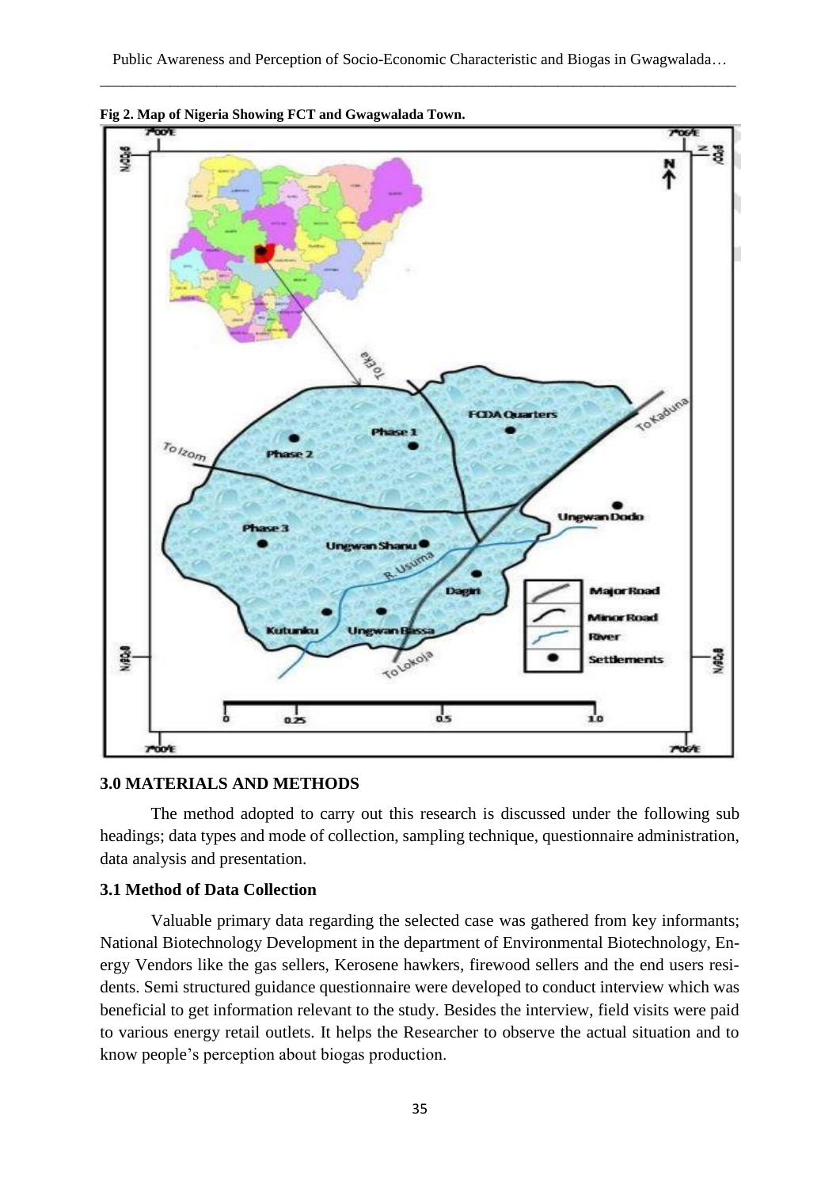**Fig 2. Map of Nigeria Showing FCT and Gwagwalada Town.**

## 3.0 MATERIALS AND METHODS

The method adopted to carry out this research is discussed under the following sub headings; data types and mode of collection, sampling technique, questionnaire administration, data analysis and presentation.

### 3.1 Method of Data Collection

Valuable primary data regarding the selected case was gathered from key informants; National Biotechnology Development in the department of Environmental Biotechnology, Energy Vendors like the gas sellers, Kerosene hawkers, firewood sellers and the end users residents. Semi structured guidance questionnaire were developed to conduct interview which was beneficial to get information relevant to the study. Besides the interview, field visits were paid to various energy retail outlets. It helps the Researcher to observe the actual situation and to know people's perception about biogas production.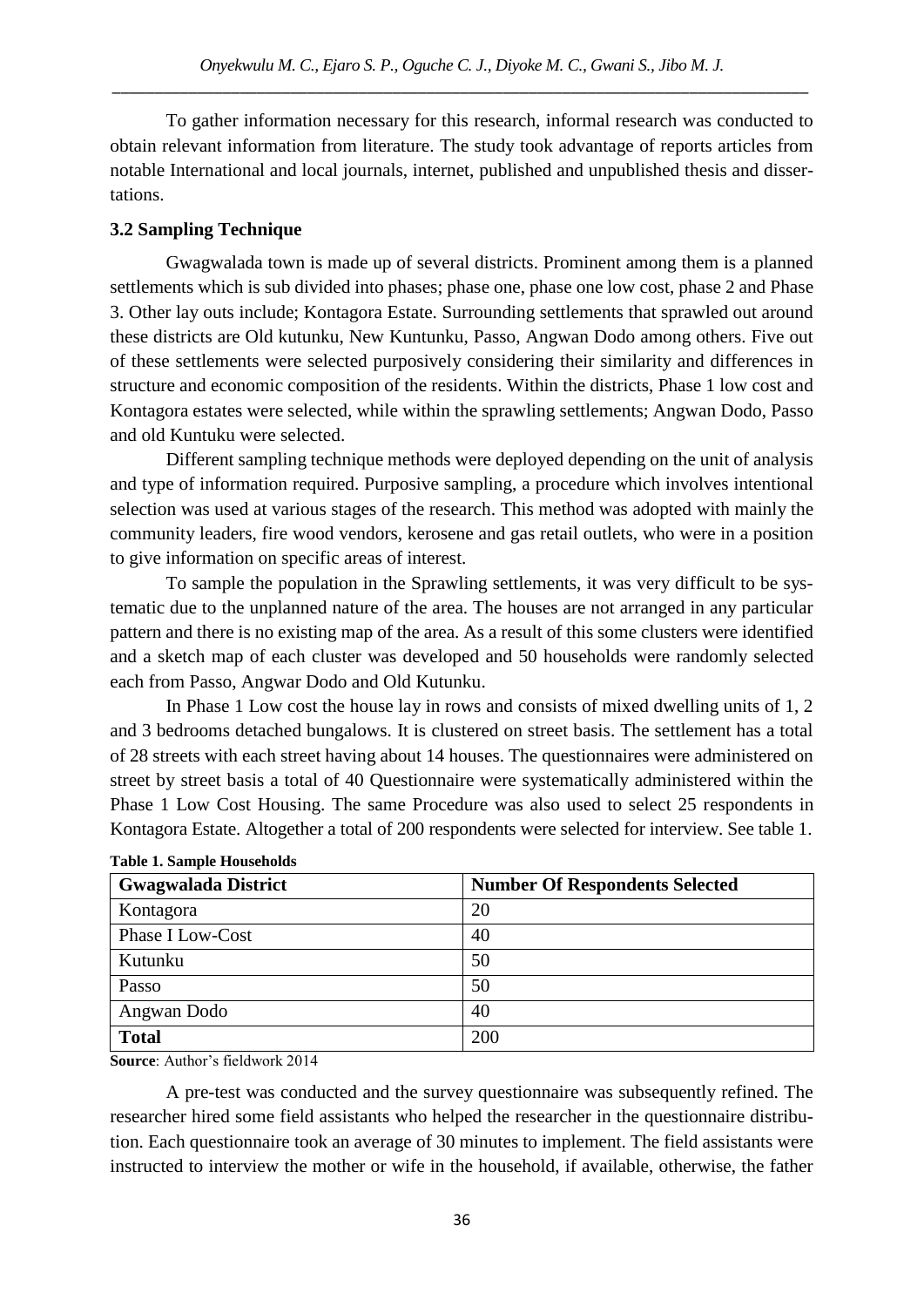To gather information necessary for this research, informal research was conducted to obtain relevant information from literature. The study took advantage of reports articles from notable International and local journals, internet, published and unpublished thesis and dissertations.

### 3.2 Sampling Technique

Gwagwalada town is made up of several districts. Prominent among them is a planned settlements which is sub divided into phases; phase one, phase one low cost, phase 2 and Phase 3. Other lay outs include; Kontagora Estate. Surrounding settlements that sprawled out around these districts are Old kutunku, New Kuntunku, Passo, Angwan Dodo among others. Five out of these settlements were selected purposively considering their similarity and differences in structure and economic composition of the residents. Within the districts, Phase 1 low cost and Kontagora estates were selected, while within the sprawling settlements; Angwan Dodo, Passo and old Kuntuku were selected.

Different sampling technique methods were deployed depending on the unit of analysis and type of information required. Purposive sampling, a procedure which involves intentional selection was used at various stages of the research. This method was adopted with mainly the community leaders, fire wood vendors, kerosene and gas retail outlets, who were in a position to give information on specific areas of interest.

To sample the population in the Sprawling settlements, it was very difficult to be systematic due to the unplanned nature of the area. The houses are not arranged in any particular pattern and there is no existing map of the area. As a result of this some clusters were identified and a sketch map of each cluster was developed and 50 households were randomly selected each from Passo, Angwar Dodo and Old Kutunku.

In Phase 1 Low cost the house lay in rows and consists of mixed dwelling units of 1, 2 and 3 bedrooms detached bungalows. It is clustered on street basis. The settlement has a total of 28 streets with each street having about 14 houses. The questionnaires were administered on street by street basis a total of 40 Questionnaire were systematically administered within the Phase 1 Low Cost Housing. The same Procedure was also used to select 25 respondents in Kontagora Estate. Altogether a total of 200 respondents were selected for interview. See table 1.

**Table 1. Sample Households**

| Gwagwalada District | Number Of Respondents Selected |
|---|---|
| Kontagora | 20 |
| Phase I Low-Cost | 40 |
| Kutunku | 50 |
| Passo | 50 |
| Angwan Dodo | 40 |
| **Total** | 200 |

**Source**: Author's fieldwork 2014

A pre-test was conducted and the survey questionnaire was subsequently refined. The researcher hired some field assistants who helped the researcher in the questionnaire distribution. Each questionnaire took an average of 30 minutes to implement. The field assistants were instructed to interview the mother or wife in the household, if available, otherwise, the father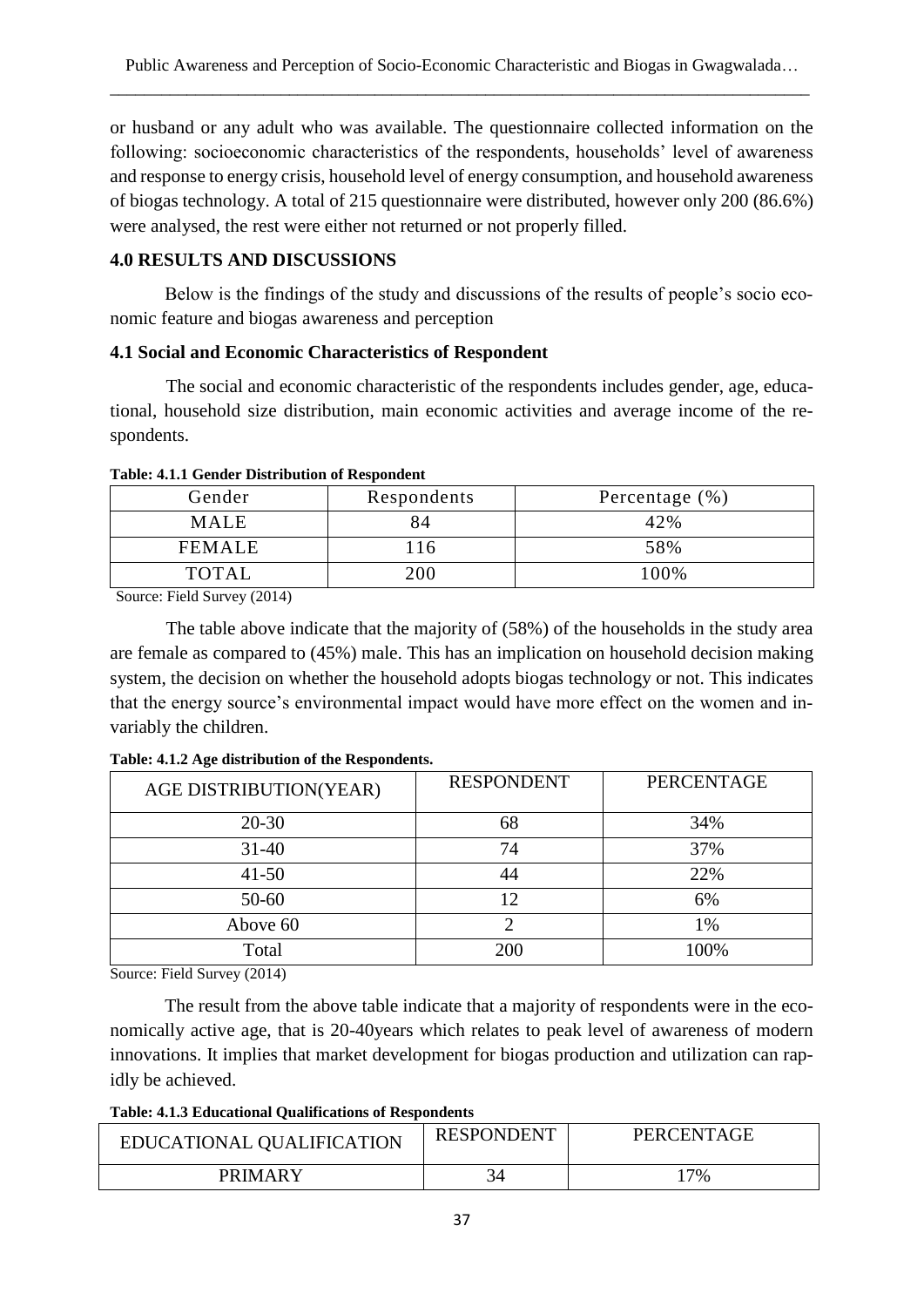or husband or any adult who was available. The questionnaire collected information on the following: socioeconomic characteristics of the respondents, households' level of awareness and response to energy crisis, household level of energy consumption, and household awareness of biogas technology. A total of 215 questionnaire were distributed, however only 200 (86.6%) were analysed, the rest were either not returned or not properly filled.

## 4.0 RESULTS AND DISCUSSIONS

Below is the findings of the study and discussions of the results of people's socio economic feature and biogas awareness and perception

### 4.1 Social and Economic Characteristics of Respondent

The social and economic characteristic of the respondents includes gender, age, educational, household size distribution, main economic activities and average income of the respondents.

**Table: 4.1.1 Gender Distribution of Respondent**

| Gender | Respondents | Percentage (%) |
|---|---|---|
| MALE | 84 | 42% |
| FEMALE | 116 | 58% |
| TOTAL | 200 | 100% |

Source: Field Survey (2014)

The table above indicate that the majority of (58%) of the households in the study area are female as compared to (45%) male. This has an implication on household decision making system, the decision on whether the household adopts biogas technology or not. This indicates that the energy source's environmental impact would have more effect on the women and invariably the children.

**Table: 4.1.2 Age distribution of the Respondents.**

| AGE DISTRIBUTION(YEAR) | RESPONDENT | PERCENTAGE |
|---|---|---|
| 20-30 | 68 | 34% |
| 31-40 | 74 | 37% |
| 41-50 | 44 | 22% |
| 50-60 | 12 | 6% |
| Above 60 | 2 | 1% |
| Total | 200 | 100% |

Source: Field Survey (2014)

The result from the above table indicate that a majority of respondents were in the economically active age, that is 20-40years which relates to peak level of awareness of modern innovations. It implies that market development for biogas production and utilization can rapidly be achieved.

**Table: 4.1.3 Educational Qualifications of Respondents**

| EDUCATIONAL QUALIFICATION | RESPONDENT | PERCENTAGE |
|---|---|---|
| PRIMARY | 34 | 17% |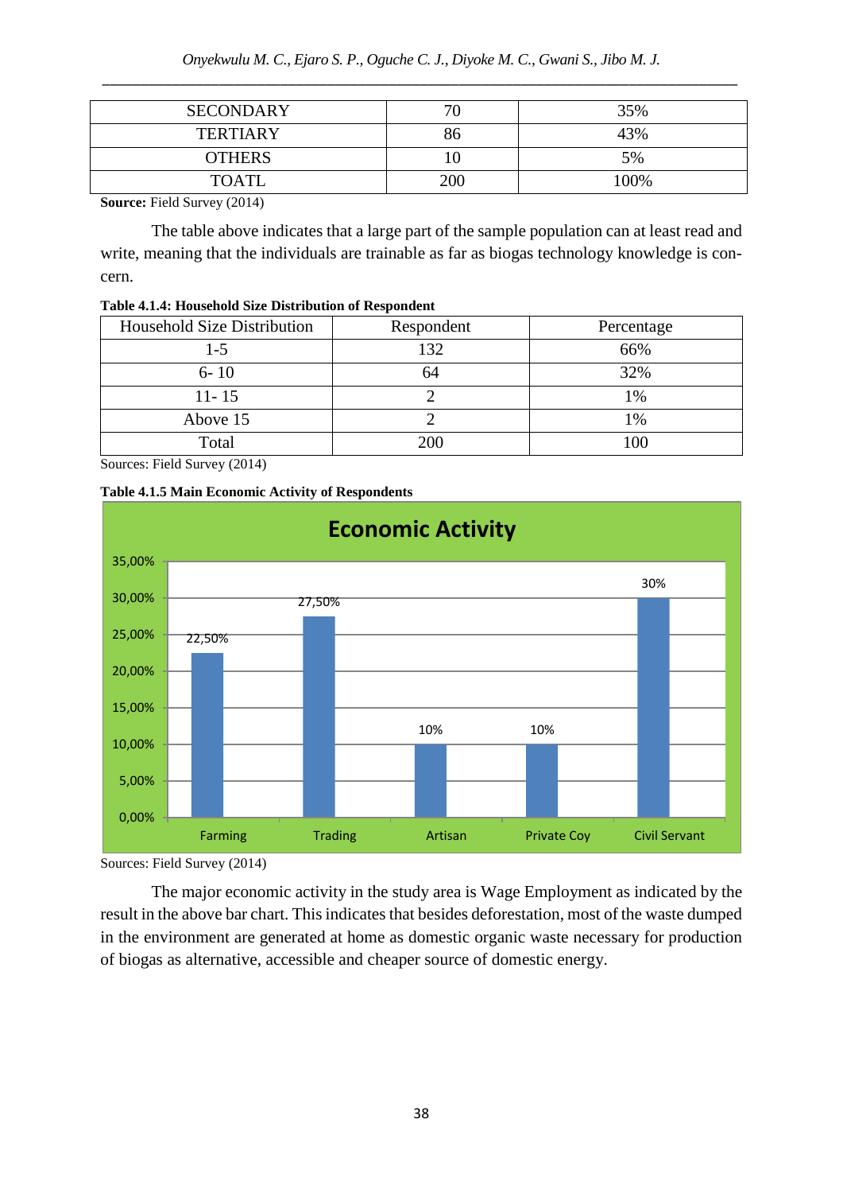| SECONDARY | 70 | 35% |
|---|---|---|
| TERTIARY | 86 | 43% |
| OTHERS | 10 | 5% |
| TOATL | 200 | 100% |

**Source:** Field Survey (2014)

The table above indicates that a large part of the sample population can at least read and write, meaning that the individuals are trainable as far as biogas technology knowledge is concern.

**Table 4.1.4: Household Size Distribution of Respondent**

| Household Size Distribution | Respondent | Percentage |
|---|---|---|
| 1-5 | 132 | 66% |
| 6- 10 | 64 | 32% |
| 11- 15 | 2 | 1% |
| Above 15 | 2 | 1% |
| Total | 200 | 100 |

Sources: Field Survey (2014)

**Table 4.1.5 Main Economic Activity of Respondents**

Sources: Field Survey (2014)

The major economic activity in the study area is Wage Employment as indicated by the result in the above bar chart. This indicates that besides deforestation, most of the waste dumped in the environment are generated at home as domestic organic waste necessary for production of biogas as alternative, accessible and cheaper source of domestic energy.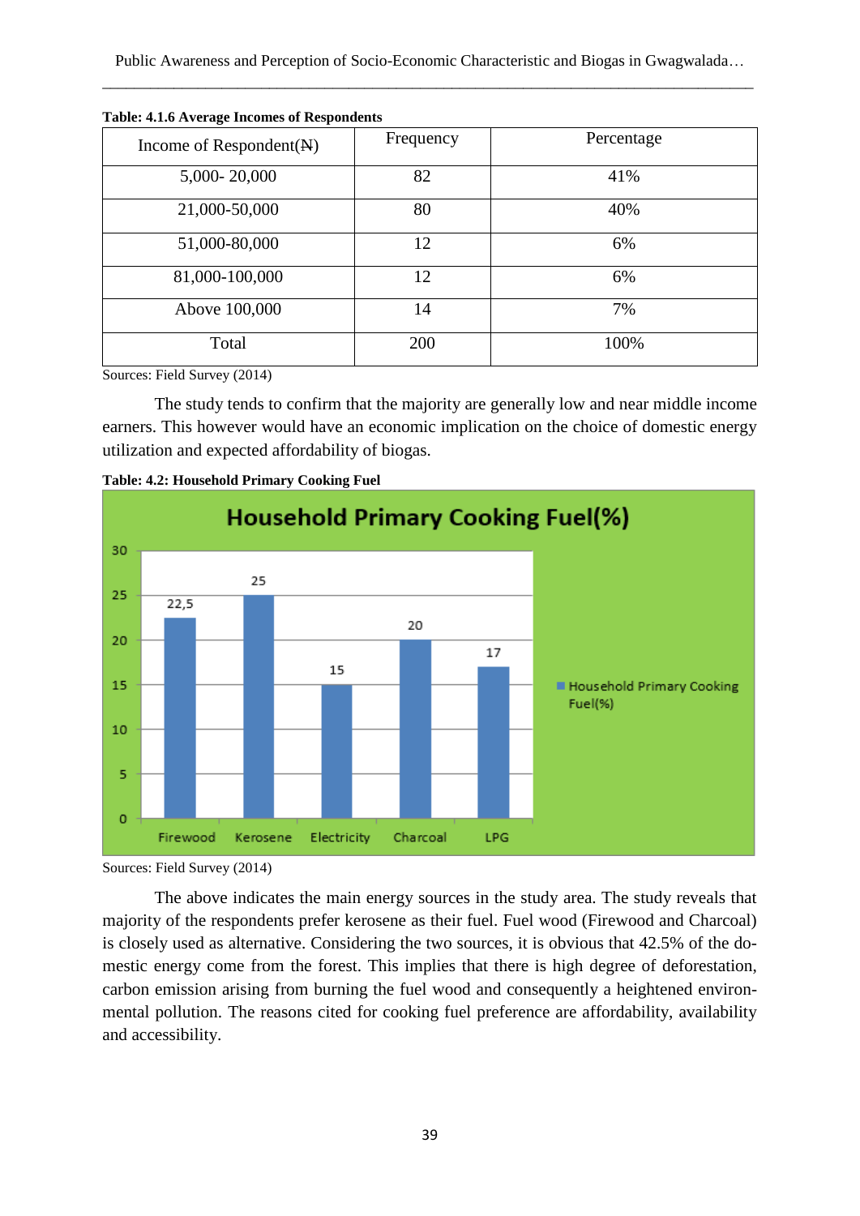**Table: 4.1.6 Average Incomes of Respondents**

| Income of Respondent(₦) | Frequency | Percentage |
|---|---|---|
| 5,000- 20,000 | 82 | 41% |
| 21,000-50,000 | 80 | 40% |
| 51,000-80,000 | 12 | 6% |
| 81,000-100,000 | 12 | 6% |
| Above 100,000 | 14 | 7% |
| Total | 200 | 100% |

Sources: Field Survey (2014)

The study tends to confirm that the majority are generally low and near middle income earners. This however would have an economic implication on the choice of domestic energy utilization and expected affordability of biogas.

**Table: 4.2: Household Primary Cooking Fuel**

Household Primary Cooking Fuel(%)

| Fuel | Household Primary Cooking Fuel(%) |
|---|---|
| Firewood | 22,5 |
| Kerosene | 25 |
| Electricity | 15 |
| Charcoal | 20 |
| LPG | 17 |

Sources: Field Survey (2014)

The above indicates the main energy sources in the study area. The study reveals that majority of the respondents prefer kerosene as their fuel. Fuel wood (Firewood and Charcoal) is closely used as alternative. Considering the two sources, it is obvious that 42.5% of the domestic energy come from the forest. This implies that there is high degree of deforestation, carbon emission arising from burning the fuel wood and consequently a heightened environmental pollution. The reasons cited for cooking fuel preference are affordability, availability and accessibility.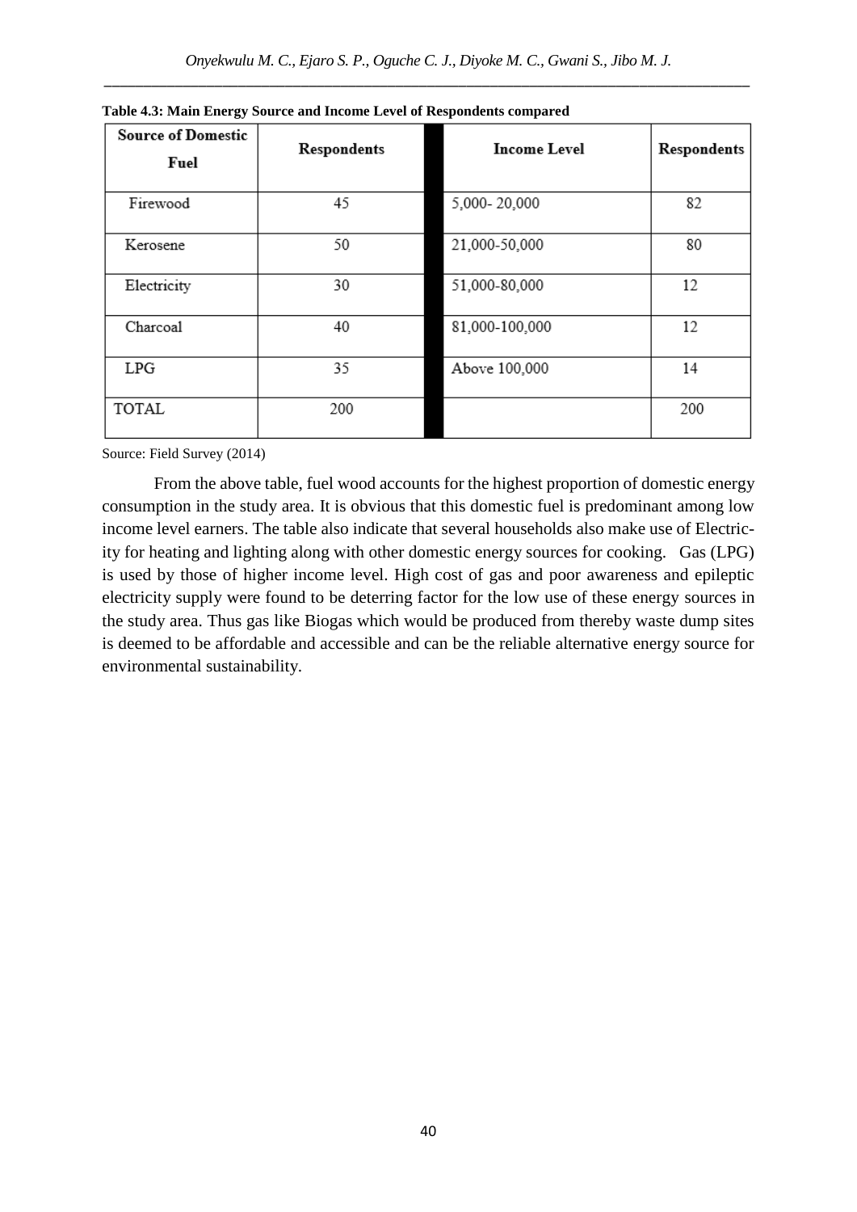**Table 4.3: Main Energy Source and Income Level of Respondents compared**

| Source of Domestic Fuel | Respondents | | Income Level | Respondents |
|---|---|---|---|---|
| Firewood | 45 | | 5,000- 20,000 | 82 |
| Kerosene | 50 | | 21,000-50,000 | 80 |
| Electricity | 30 | | 51,000-80,000 | 12 |
| Charcoal | 40 | | 81,000-100,000 | 12 |
| LPG | 35 | | Above 100,000 | 14 |
| TOTAL | 200 | | | 200 |

Source: Field Survey (2014)

From the above table, fuel wood accounts for the highest proportion of domestic energy consumption in the study area. It is obvious that this domestic fuel is predominant among low income level earners. The table also indicate that several households also make use of Electricity for heating and lighting along with other domestic energy sources for cooking. Gas (LPG) is used by those of higher income level. High cost of gas and poor awareness and epileptic electricity supply were found to be deterring factor for the low use of these energy sources in the study area. Thus gas like Biogas which would be produced from thereby waste dump sites is deemed to be affordable and accessible and can be the reliable alternative energy source for environmental sustainability.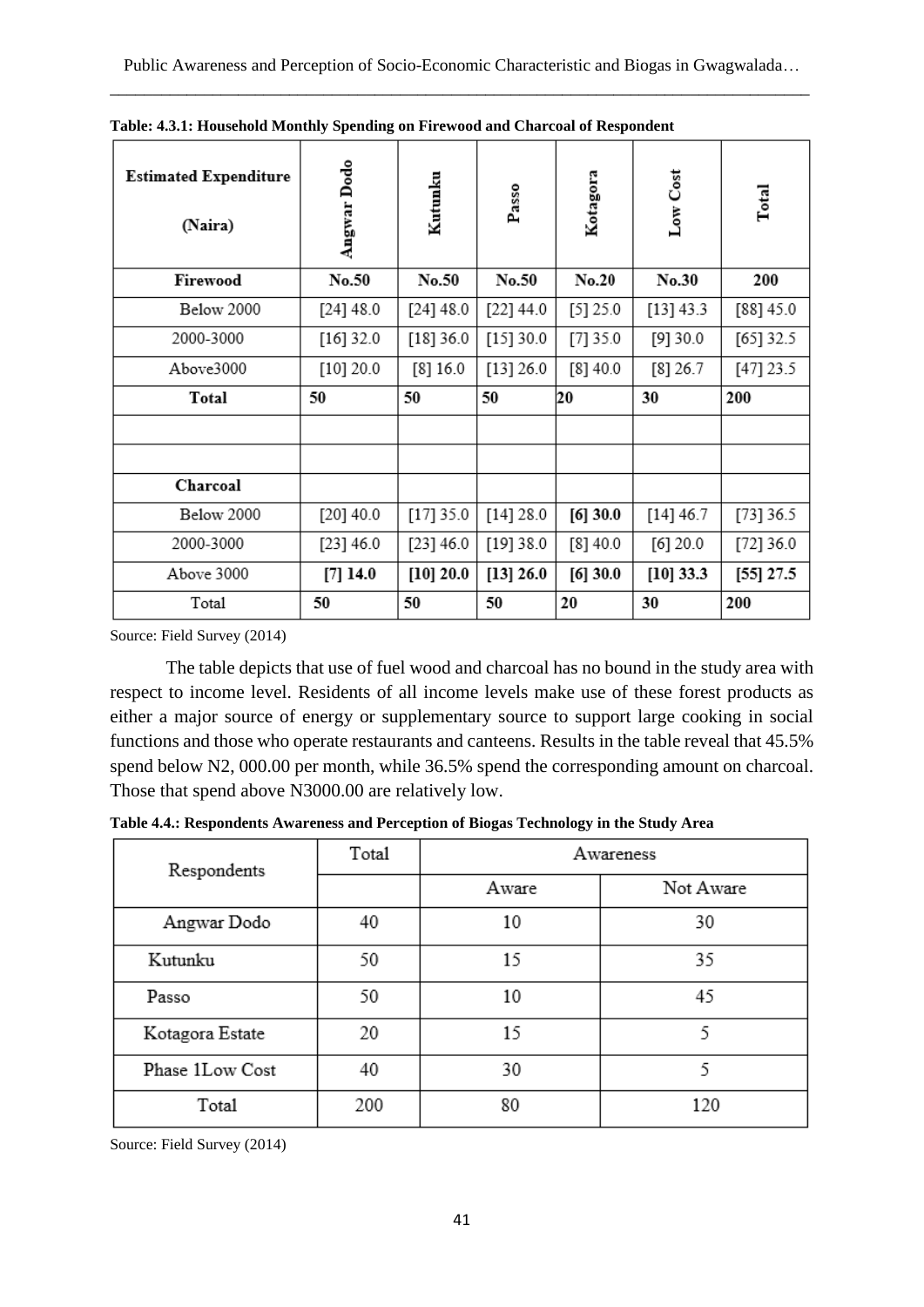**Table: 4.3.1: Household Monthly Spending on Firewood and Charcoal of Respondent**

| Estimated Expenditure (Naira) | Angwar Dodo | Kutunku | Passo | Kotagora | Low Cost | Total |
|---|---|---|---|---|---|---|
| **Firewood** | **No.50** | **No.50** | **No.50** | **No.20** | **No.30** | **200** |
| Below 2000 | [24] 48.0 | [24] 48.0 | [22] 44.0 | [5] 25.0 | [13] 43.3 | [88] 45.0 |
| 2000-3000 | [16] 32.0 | [18] 36.0 | [15] 30.0 | [7] 35.0 | [9] 30.0 | [65] 32.5 |
| Above3000 | [10] 20.0 | [8] 16.0 | [13] 26.0 | [8] 40.0 | [8] 26.7 | [47] 23.5 |
| **Total** | **50** | **50** | **50** | **20** | **30** | **200** |
| | | | | | | |
| | | | | | | |
| **Charcoal** | | | | | | |
| Below 2000 | [20] 40.0 | [17] 35.0 | [14] 28.0 | **[6] 30.0** | [14] 46.7 | [73] 36.5 |
| 2000-3000 | [23] 46.0 | [23] 46.0 | [19] 38.0 | [8] 40.0 | [6] 20.0 | [72] 36.0 |
| Above 3000 | **[7] 14.0** | **[10] 20.0** | **[13] 26.0** | **[6] 30.0** | **[10] 33.3** | **[55] 27.5** |
| Total | **50** | **50** | **50** | **20** | **30** | **200** |

Source: Field Survey (2014)

The table depicts that use of fuel wood and charcoal has no bound in the study area with respect to income level. Residents of all income levels make use of these forest products as either a major source of energy or supplementary source to support large cooking in social functions and those who operate restaurants and canteens. Results in the table reveal that 45.5% spend below N2, 000.00 per month, while 36.5% spend the corresponding amount on charcoal. Those that spend above N3000.00 are relatively low.

**Table 4.4.: Respondents Awareness and Perception of Biogas Technology in the Study Area**

| Respondents | Total | Awareness | |
|---|---|---|---|
| | | Aware | Not Aware |
| Angwar Dodo | 40 | 10 | 30 |
| Kutunku | 50 | 15 | 35 |
| Passo | 50 | 10 | 45 |
| Kotagora Estate | 20 | 15 | 5 |
| Phase 1Low Cost | 40 | 30 | 5 |
| Total | 200 | 80 | 120 |

Source: Field Survey (2014)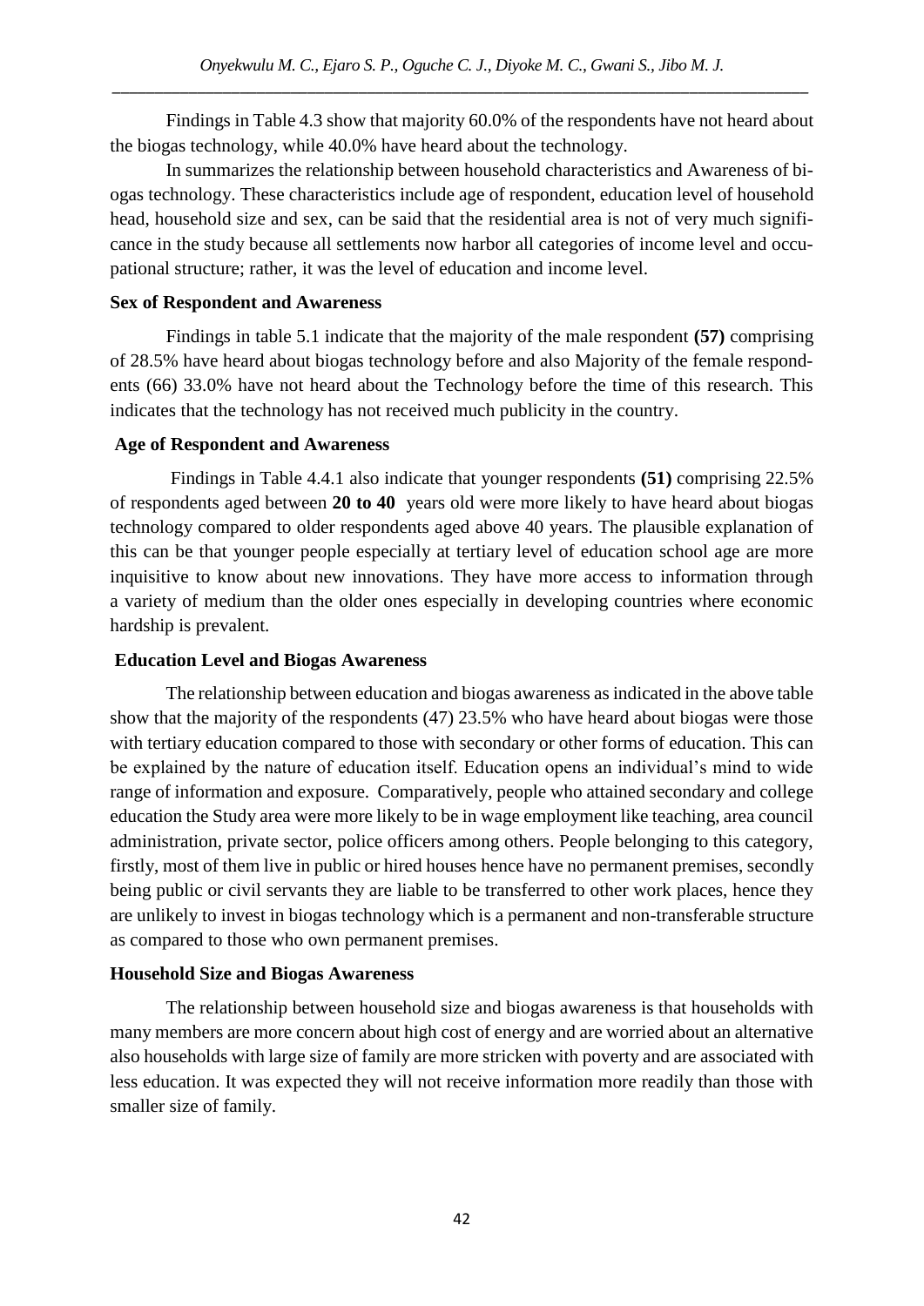Findings in Table 4.3 show that majority 60.0% of the respondents have not heard about the biogas technology, while 40.0% have heard about the technology.

In summarizes the relationship between household characteristics and Awareness of biogas technology. These characteristics include age of respondent, education level of household head, household size and sex, can be said that the residential area is not of very much significance in the study because all settlements now harbor all categories of income level and occupational structure; rather, it was the level of education and income level.

**Sex of Respondent and Awareness**

Findings in table 5.1 indicate that the majority of the male respondent **(57)** comprising of 28.5% have heard about biogas technology before and also Majority of the female respondents (66) 33.0% have not heard about the Technology before the time of this research. This indicates that the technology has not received much publicity in the country.

**Age of Respondent and Awareness**

Findings in Table 4.4.1 also indicate that younger respondents **(51)** comprising 22.5% of respondents aged between **20 to 40** years old were more likely to have heard about biogas technology compared to older respondents aged above 40 years. The plausible explanation of this can be that younger people especially at tertiary level of education school age are more inquisitive to know about new innovations. They have more access to information through a variety of medium than the older ones especially in developing countries where economic hardship is prevalent.

**Education Level and Biogas Awareness**

The relationship between education and biogas awareness as indicated in the above table show that the majority of the respondents (47) 23.5% who have heard about biogas were those with tertiary education compared to those with secondary or other forms of education. This can be explained by the nature of education itself. Education opens an individual's mind to wide range of information and exposure. Comparatively, people who attained secondary and college education the Study area were more likely to be in wage employment like teaching, area council administration, private sector, police officers among others. People belonging to this category, firstly, most of them live in public or hired houses hence have no permanent premises, secondly being public or civil servants they are liable to be transferred to other work places, hence they are unlikely to invest in biogas technology which is a permanent and non-transferable structure as compared to those who own permanent premises.

**Household Size and Biogas Awareness**

The relationship between household size and biogas awareness is that households with many members are more concern about high cost of energy and are worried about an alternative also households with large size of family are more stricken with poverty and are associated with less education. It was expected they will not receive information more readily than those with smaller size of family.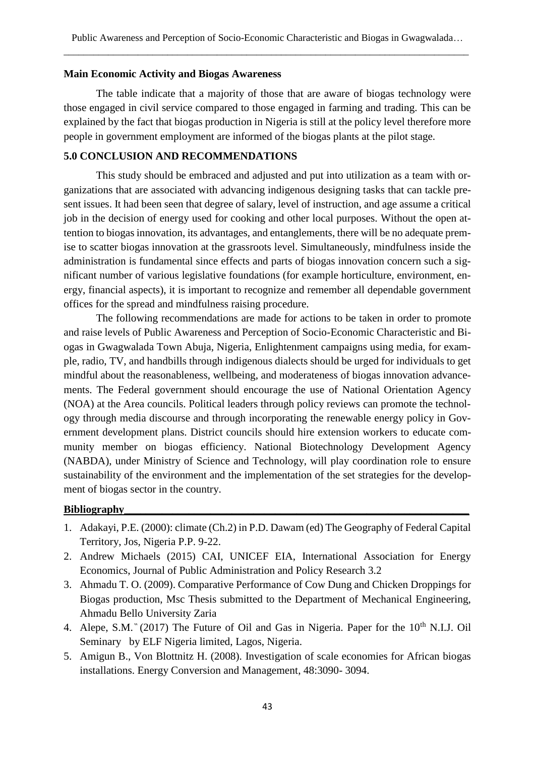### Main Economic Activity and Biogas Awareness

The table indicate that a majority of those that are aware of biogas technology were those engaged in civil service compared to those engaged in farming and trading. This can be explained by the fact that biogas production in Nigeria is still at the policy level therefore more people in government employment are informed of the biogas plants at the pilot stage.

## 5.0 CONCLUSION AND RECOMMENDATIONS

This study should be embraced and adjusted and put into utilization as a team with organizations that are associated with advancing indigenous designing tasks that can tackle present issues. It had been seen that degree of salary, level of instruction, and age assume a critical job in the decision of energy used for cooking and other local purposes. Without the open attention to biogas innovation, its advantages, and entanglements, there will be no adequate premise to scatter biogas innovation at the grassroots level. Simultaneously, mindfulness inside the administration is fundamental since effects and parts of biogas innovation concern such a significant number of various legislative foundations (for example horticulture, environment, energy, financial aspects), it is important to recognize and remember all dependable government offices for the spread and mindfulness raising procedure.

The following recommendations are made for actions to be taken in order to promote and raise levels of Public Awareness and Perception of Socio-Economic Characteristic and Biogas in Gwagwalada Town Abuja, Nigeria, Enlightenment campaigns using media, for example, radio, TV, and handbills through indigenous dialects should be urged for individuals to get mindful about the reasonableness, wellbeing, and moderateness of biogas innovation advancements. The Federal government should encourage the use of National Orientation Agency (NOA) at the Area councils. Political leaders through policy reviews can promote the technology through media discourse and through incorporating the renewable energy policy in Government development plans. District councils should hire extension workers to educate community member on biogas efficiency. National Biotechnology Development Agency (NABDA), under Ministry of Science and Technology, will play coordination role to ensure sustainability of the environment and the implementation of the set strategies for the development of biogas sector in the country.

## Bibliography

1. Adakayi, P.E. (2000): climate (Ch.2) in P.D. Dawam (ed) The Geography of Federal Capital Territory, Jos, Nigeria P.P. 9-22.
2. Andrew Michaels (2015) CAI, UNICEF EIA, International Association for Energy Economics, Journal of Public Administration and Policy Research 3.2
3. Ahmadu T. O. (2009). Comparative Performance of Cow Dung and Chicken Droppings for Biogas production, Msc Thesis submitted to the Department of Mechanical Engineering, Ahmadu Bello University Zaria
4. Alepe, S.M. (2017) The Future of Oil and Gas in Nigeria. Paper for the 10th N.I.J. Oil Seminary by ELF Nigeria limited, Lagos, Nigeria.
5. Amigun B., Von Blottnitz H. (2008). Investigation of scale economies for African biogas installations. Energy Conversion and Management, 48:3090- 3094.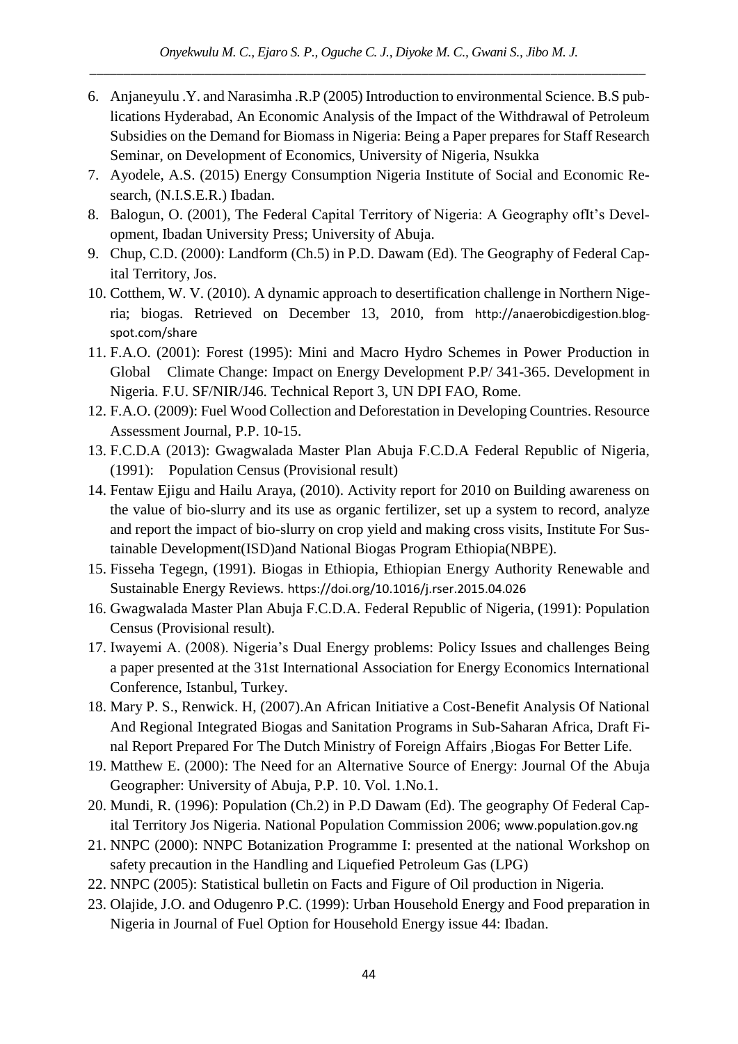6. Anjaneyulu .Y. and Narasimha .R.P (2005) Introduction to environmental Science. B.S publications Hyderabad, An Economic Analysis of the Impact of the Withdrawal of Petroleum Subsidies on the Demand for Biomass in Nigeria: Being a Paper prepares for Staff Research Seminar, on Development of Economics, University of Nigeria, Nsukka
7. Ayodele, A.S. (2015) Energy Consumption Nigeria Institute of Social and Economic Research, (N.I.S.E.R.) Ibadan.
8. Balogun, O. (2001), The Federal Capital Territory of Nigeria: A Geography ofIt's Development, Ibadan University Press; University of Abuja.
9. Chup, C.D. (2000): Landform (Ch.5) in P.D. Dawam (Ed). The Geography of Federal Capital Territory, Jos.
10. Cotthem, W. V. (2010). A dynamic approach to desertification challenge in Northern Nigeria; biogas. Retrieved on December 13, 2010, from http://anaerobicdigestion.blogspot.com/share
11. F.A.O. (2001): Forest (1995): Mini and Macro Hydro Schemes in Power Production in Global Climate Change: Impact on Energy Development P.P/ 341-365. Development in Nigeria. F.U. SF/NIR/J46. Technical Report 3, UN DPI FAO, Rome.
12. F.A.O. (2009): Fuel Wood Collection and Deforestation in Developing Countries. Resource Assessment Journal, P.P. 10-15.
13. F.C.D.A (2013): Gwagwalada Master Plan Abuja F.C.D.A Federal Republic of Nigeria, (1991): Population Census (Provisional result)
14. Fentaw Ejigu and Hailu Araya, (2010). Activity report for 2010 on Building awareness on the value of bio-slurry and its use as organic fertilizer, set up a system to record, analyze and report the impact of bio-slurry on crop yield and making cross visits, Institute For Sustainable Development(ISD)and National Biogas Program Ethiopia(NBPE).
15. Fisseha Tegegn, (1991). Biogas in Ethiopia, Ethiopian Energy Authority Renewable and Sustainable Energy Reviews. https://doi.org/10.1016/j.rser.2015.04.026
16. Gwagwalada Master Plan Abuja F.C.D.A. Federal Republic of Nigeria, (1991): Population Census (Provisional result).
17. Iwayemi A. (2008). Nigeria's Dual Energy problems: Policy Issues and challenges Being a paper presented at the 31st International Association for Energy Economics International Conference, Istanbul, Turkey.
18. Mary P. S., Renwick. H, (2007).An African Initiative a Cost-Benefit Analysis Of National And Regional Integrated Biogas and Sanitation Programs in Sub-Saharan Africa, Draft Final Report Prepared For The Dutch Ministry of Foreign Affairs ,Biogas For Better Life.
19. Matthew E. (2000): The Need for an Alternative Source of Energy: Journal Of the Abuja Geographer: University of Abuja, P.P. 10. Vol. 1.No.1.
20. Mundi, R. (1996): Population (Ch.2) in P.D Dawam (Ed). The geography Of Federal Capital Territory Jos Nigeria. National Population Commission 2006; www.population.gov.ng
21. NNPC (2000): NNPC Botanization Programme I: presented at the national Workshop on safety precaution in the Handling and Liquefied Petroleum Gas (LPG)
22. NNPC (2005): Statistical bulletin on Facts and Figure of Oil production in Nigeria.
23. Olajide, J.O. and Odugenro P.C. (1999): Urban Household Energy and Food preparation in Nigeria in Journal of Fuel Option for Household Energy issue 44: Ibadan.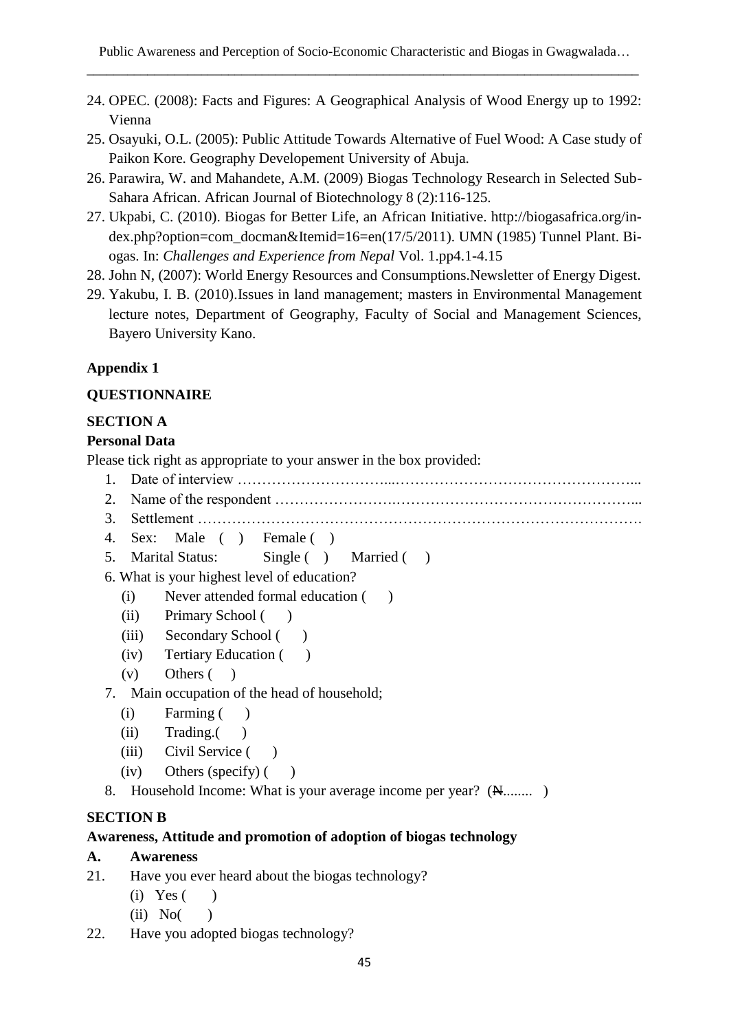24. OPEC. (2008): Facts and Figures: A Geographical Analysis of Wood Energy up to 1992: Vienna
25. Osayuki, O.L. (2005): Public Attitude Towards Alternative of Fuel Wood: A Case study of Paikon Kore. Geography Developement University of Abuja.
26. Parawira, W. and Mahandete, A.M. (2009) Biogas Technology Research in Selected Sub-Sahara African. African Journal of Biotechnology 8 (2):116-125.
27. Ukpabi, C. (2010). Biogas for Better Life, an African Initiative. http://biogasafrica.org/index.php?option=com_docman&Itemid=16=en(17/5/2011). UMN (1985) Tunnel Plant. Biogas. In: *Challenges and Experience from Nepal* Vol. 1.pp4.1-4.15
28. John N, (2007): World Energy Resources and Consumptions.Newsletter of Energy Digest.
29. Yakubu, I. B. (2010).Issues in land management; masters in Environmental Management lecture notes, Department of Geography, Faculty of Social and Management Sciences, Bayero University Kano.

**Appendix 1**

**QUESTIONNAIRE**

**SECTION A**

**Personal Data**

Please tick right as appropriate to your answer in the box provided:

1. Date of interview …………………………...…………………………………………...
2. Name of the respondent …………………….…………………………………………...
3. Settlement ……………………………………………………………………………….
4. Sex: Male ( ) Female ( )
5. Marital Status: Single ( ) Married ( )
6. What is your highest level of education?
   (i) Never attended formal education ( )
   (ii) Primary School ( )
   (iii) Secondary School ( )
   (iv) Tertiary Education ( )
   (v) Others ( )
7. Main occupation of the head of household;
   (i) Farming ( )
   (ii) Trading.( )
   (iii) Civil Service ( )
   (iv) Others (specify) ( )
8. Household Income: What is your average income per year? (₦........ )

**SECTION B**

**Awareness, Attitude and promotion of adoption of biogas technology**

**A. Awareness**

21. Have you ever heard about the biogas technology?
    (i) Yes ( )
    (ii) No( )
22. Have you adopted biogas technology?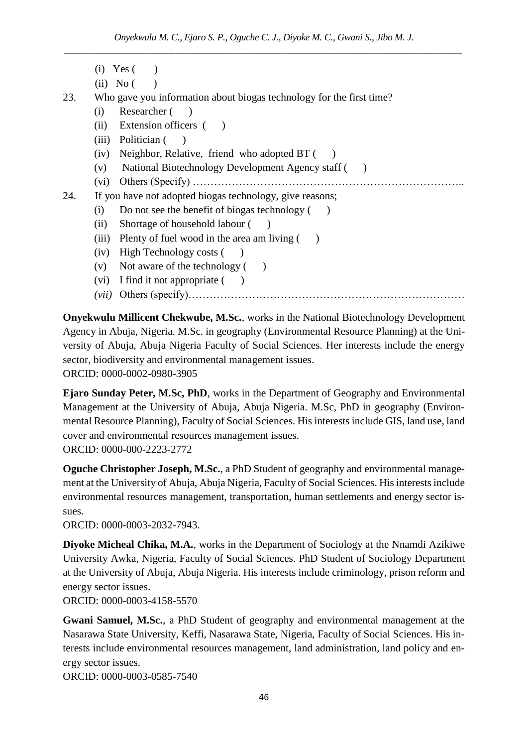(i) Yes (  )
(ii) No (  )

23. Who gave you information about biogas technology for the first time?
    (i) Researcher (  )
    (ii) Extension officers (  )
    (iii) Politician (  )
    (iv) Neighbor, Relative, friend who adopted BT (  )
    (v) National Biotechnology Development Agency staff (  )
    (vi) Others (Specify) …………………………………………………………………..

24. If you have not adopted biogas technology, give reasons;
    (i) Do not see the benefit of biogas technology (  )
    (ii) Shortage of household labour (  )
    (iii) Plenty of fuel wood in the area am living (  )
    (iv) High Technology costs (  )
    (v) Not aware of the technology (  )
    (vi) I find it not appropriate (  )
    *(vii)* Others (specify)………………………………………………………………………

**Onyekwulu Millicent Chekwube, M.Sc.**, works in the National Biotechnology Development Agency in Abuja, Nigeria. M.Sc. in geography (Environmental Resource Planning) at the University of Abuja, Abuja Nigeria Faculty of Social Sciences. Her interests include the energy sector, biodiversity and environmental management issues.
ORCID: 0000-0002-0980-3905

**Ejaro Sunday Peter, M.Sc, PhD**, works in the Department of Geography and Environmental Management at the University of Abuja, Abuja Nigeria. M.Sc, PhD in geography (Environmental Resource Planning), Faculty of Social Sciences. His interests include GIS, land use, land cover and environmental resources management issues.
ORCID: 0000-000-2223-2772

**Oguche Christopher Joseph, M.Sc.**, a PhD Student of geography and environmental management at the University of Abuja, Abuja Nigeria, Faculty of Social Sciences. His interests include environmental resources management, transportation, human settlements and energy sector issues.
ORCID: 0000-0003-2032-7943.

**Diyoke Micheal Chika, M.A.**, works in the Department of Sociology at the Nnamdi Azikiwe University Awka, Nigeria, Faculty of Social Sciences. PhD Student of Sociology Department at the University of Abuja, Abuja Nigeria. His interests include criminology, prison reform and energy sector issues.
ORCID: 0000-0003-4158-5570

**Gwani Samuel, M.Sc.**, a PhD Student of geography and environmental management at the Nasarawa State University, Keffi, Nasarawa State, Nigeria, Faculty of Social Sciences. His interests include environmental resources management, land administration, land policy and energy sector issues.
ORCID: 0000-0003-0585-7540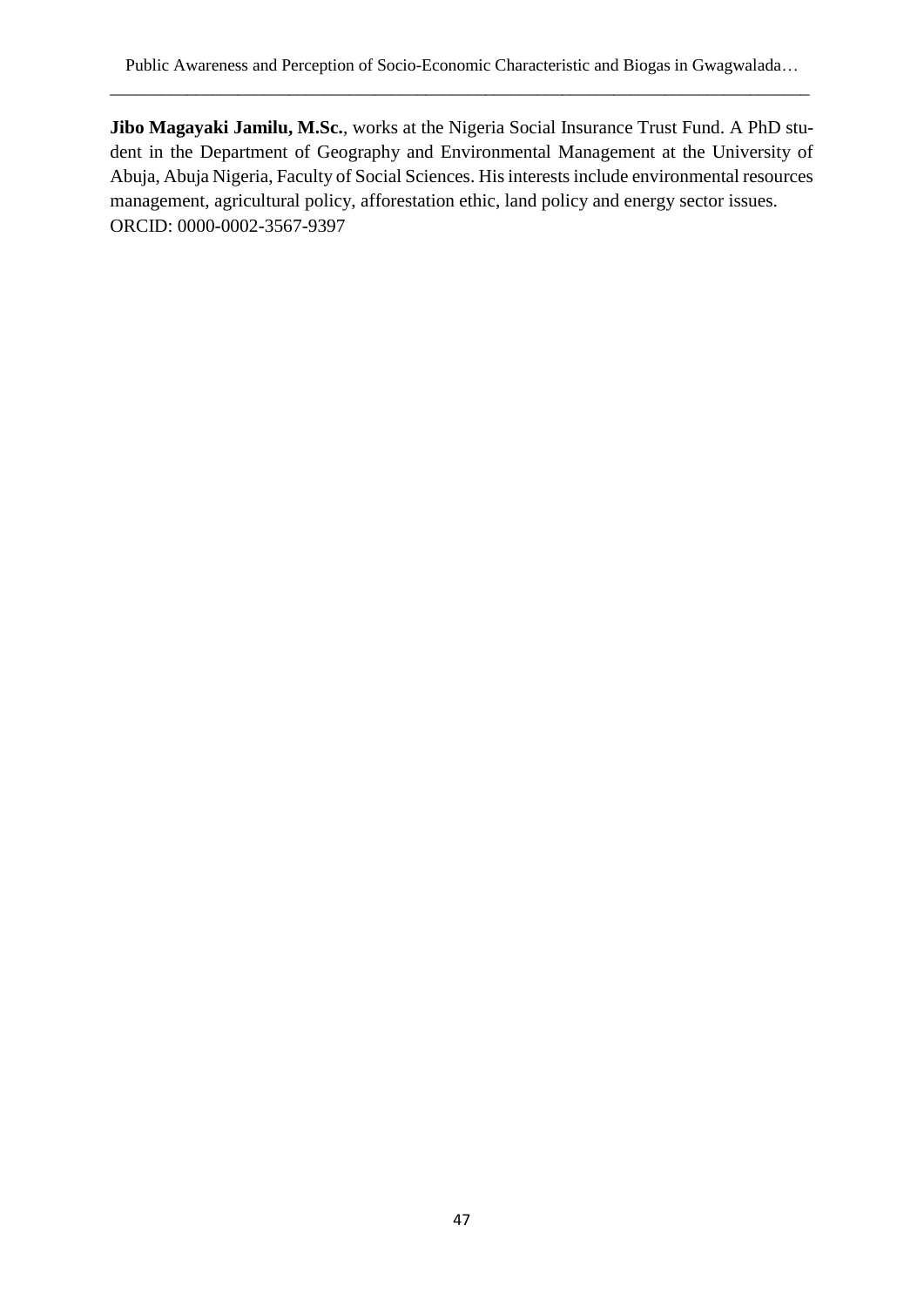**Jibo Magayaki Jamilu, M.Sc.**, works at the Nigeria Social Insurance Trust Fund. A PhD student in the Department of Geography and Environmental Management at the University of Abuja, Abuja Nigeria, Faculty of Social Sciences. His interests include environmental resources management, agricultural policy, afforestation ethic, land policy and energy sector issues. ORCID: 0000-0002-3567-9397